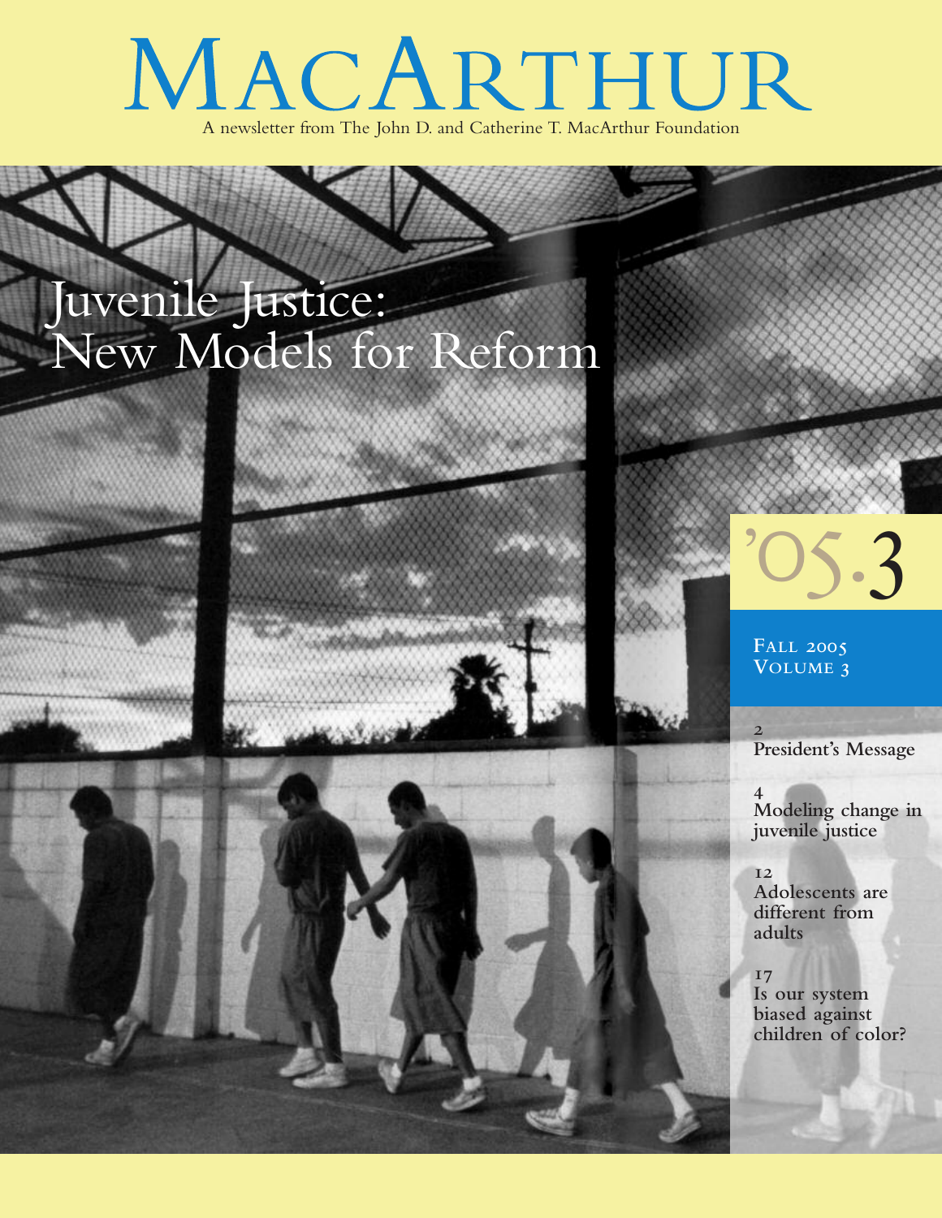# MACARTHUR

A newsletter from The John D. and Catherine T. MacArthur Foundation

# Juvenile Justice: New Models for Reform

'05.3

FALL 2005
VOLUME 3

2
**President's Message**

4
**Modeling change in juvenile justice**

12
**Adolescents are different from adults**

17
**Is our system biased against children of color?**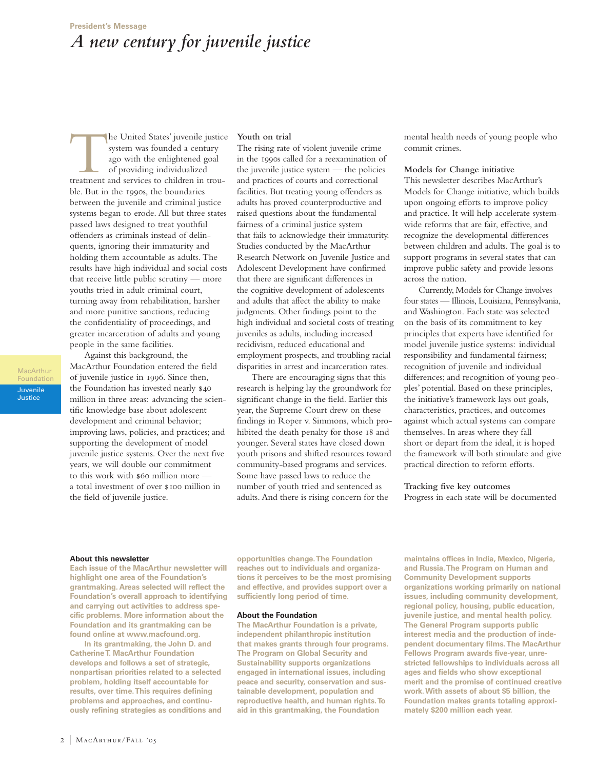President's Message

# *A new century for juvenile justice*

The United States' juvenile justice system was founded a century ago with the enlightened goal of providing individualized treatment and services to children in trouble. But in the 1990s, the boundaries between the juvenile and criminal justice systems began to erode. All but three states passed laws designed to treat youthful offenders as criminals instead of delinquents, ignoring their immaturity and holding them accountable as adults. The results have high individual and social costs that receive little public scrutiny — more youths tried in adult criminal court, turning away from rehabilitation, harsher and more punitive sanctions, reducing the confidentiality of proceedings, and greater incarceration of adults and young people in the same facilities.

Against this background, the MacArthur Foundation entered the field of juvenile justice in 1996. Since then, the Foundation has invested nearly $40 million in three areas: advancing the scientific knowledge base about adolescent development and criminal behavior; improving laws, policies, and practices; and supporting the development of model juvenile justice systems. Over the next five years, we will double our commitment to this work with $60 million more — a total investment of over $100 million in the field of juvenile justice.

### Youth on trial

The rising rate of violent juvenile crime in the 1990s called for a reexamination of the juvenile justice system — the policies and practices of courts and correctional facilities. But treating young offenders as adults has proved counterproductive and raised questions about the fundamental fairness of a criminal justice system that fails to acknowledge their immaturity. Studies conducted by the MacArthur Research Network on Juvenile Justice and Adolescent Development have confirmed that there are significant differences in the cognitive development of adolescents and adults that affect the ability to make judgments. Other findings point to the high individual and societal costs of treating juveniles as adults, including increased recidivism, reduced educational and employment prospects, and troubling racial disparities in arrest and incarceration rates.

There are encouraging signs that this research is helping lay the groundwork for significant change in the field. Earlier this year, the Supreme Court drew on these findings in Roper v. Simmons, which prohibited the death penalty for those 18 and younger. Several states have closed down youth prisons and shifted resources toward community-based programs and services. Some have passed laws to reduce the number of youth tried and sentenced as adults. And there is rising concern for the mental health needs of young people who commit crimes.

### Models for Change initiative

This newsletter describes MacArthur's Models for Change initiative, which builds upon ongoing efforts to improve policy and practice. It will help accelerate system-wide reforms that are fair, effective, and recognize the developmental differences between children and adults. The goal is to support programs in several states that can improve public safety and provide lessons across the nation.

Currently, Models for Change involves four states — Illinois, Louisiana, Pennsylvania, and Washington. Each state was selected on the basis of its commitment to key principles that experts have identified for model juvenile justice systems: individual responsibility and fundamental fairness; recognition of juvenile and individual differences; and recognition of young peoples' potential. Based on these principles, the initiative's framework lays out goals, characteristics, practices, and outcomes against which actual systems can compare themselves. In areas where they fall short or depart from the ideal, it is hoped the framework will both stimulate and give practical direction to reform efforts.

### Tracking five key outcomes

Progress in each state will be documented

MacArthur Foundation
Juvenile Justice

**About this newsletter**

**Each issue of the MacArthur newsletter will highlight one area of the Foundation's grantmaking. Areas selected will reflect the Foundation's overall approach to identifying and carrying out activities to address specific problems. More information about the Foundation and its grantmaking can be found online at www.macfound.org.**

**In its grantmaking, the John D. and Catherine T. MacArthur Foundation develops and follows a set of strategic, nonpartisan priorities related to a selected problem, holding itself accountable for results, over time. This requires defining problems and approaches, and continuously refining strategies as conditions and opportunities change. The Foundation reaches out to individuals and organizations it perceives to be the most promising and effective, and provides support over a sufficiently long period of time.**

**About the Foundation**

**The MacArthur Foundation is a private, independent philanthropic institution that makes grants through four programs. The Program on Global Security and Sustainability supports organizations engaged in international issues, including peace and security, conservation and sustainable development, population and reproductive health, and human rights. To aid in this grantmaking, the Foundation maintains offices in India, Mexico, Nigeria, and Russia. The Program on Human and Community Development supports organizations working primarily on national issues, including community development, regional policy, housing, public education, juvenile justice, and mental health policy. The General Program supports public interest media and the production of independent documentary films. The MacArthur Fellows Program awards five-year, unrestricted fellowships to individuals across all ages and fields who show exceptional merit and the promise of continued creative work. With assets of about $5 billion, the Foundation makes grants totaling approximately $200 million each year.**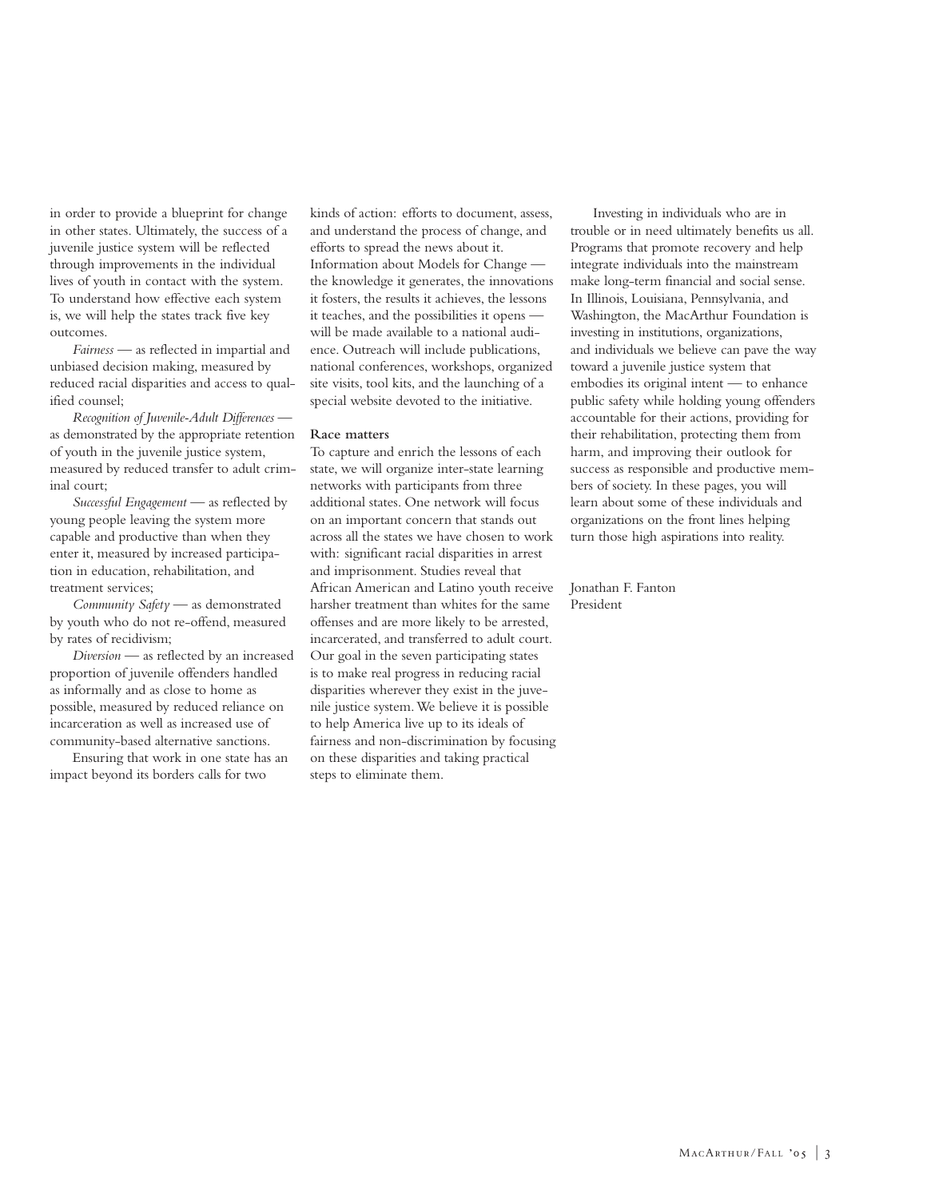in order to provide a blueprint for change in other states. Ultimately, the success of a juvenile justice system will be reflected through improvements in the individual lives of youth in contact with the system. To understand how effective each system is, we will help the states track five key outcomes.

*Fairness* — as reflected in impartial and unbiased decision making, measured by reduced racial disparities and access to qualified counsel;

*Recognition of Juvenile-Adult Differences* — as demonstrated by the appropriate retention of youth in the juvenile justice system, measured by reduced transfer to adult criminal court;

*Successful Engagement* — as reflected by young people leaving the system more capable and productive than when they enter it, measured by increased participation in education, rehabilitation, and treatment services;

*Community Safety* — as demonstrated by youth who do not re-offend, measured by rates of recidivism;

*Diversion* — as reflected by an increased proportion of juvenile offenders handled as informally and as close to home as possible, measured by reduced reliance on incarceration as well as increased use of community-based alternative sanctions.

Ensuring that work in one state has an impact beyond its borders calls for two kinds of action: efforts to document, assess, and understand the process of change, and efforts to spread the news about it. Information about Models for Change — the knowledge it generates, the innovations it fosters, the results it achieves, the lessons it teaches, and the possibilities it opens — will be made available to a national audience. Outreach will include publications, national conferences, workshops, organized site visits, tool kits, and the launching of a special website devoted to the initiative.

**Race matters**

To capture and enrich the lessons of each state, we will organize inter-state learning networks with participants from three additional states. One network will focus on an important concern that stands out across all the states we have chosen to work with: significant racial disparities in arrest and imprisonment. Studies reveal that African American and Latino youth receive harsher treatment than whites for the same offenses and are more likely to be arrested, incarcerated, and transferred to adult court. Our goal in the seven participating states is to make real progress in reducing racial disparities wherever they exist in the juvenile justice system. We believe it is possible to help America live up to its ideals of fairness and non-discrimination by focusing on these disparities and taking practical steps to eliminate them.

Investing in individuals who are in trouble or in need ultimately benefits us all. Programs that promote recovery and help integrate individuals into the mainstream make long-term financial and social sense. In Illinois, Louisiana, Pennsylvania, and Washington, the MacArthur Foundation is investing in institutions, organizations, and individuals we believe can pave the way toward a juvenile justice system that embodies its original intent — to enhance public safety while holding young offenders accountable for their actions, providing for their rehabilitation, protecting them from harm, and improving their outlook for success as responsible and productive members of society. In these pages, you will learn about some of these individuals and organizations on the front lines helping turn those high aspirations into reality.

Jonathan F. Fanton
President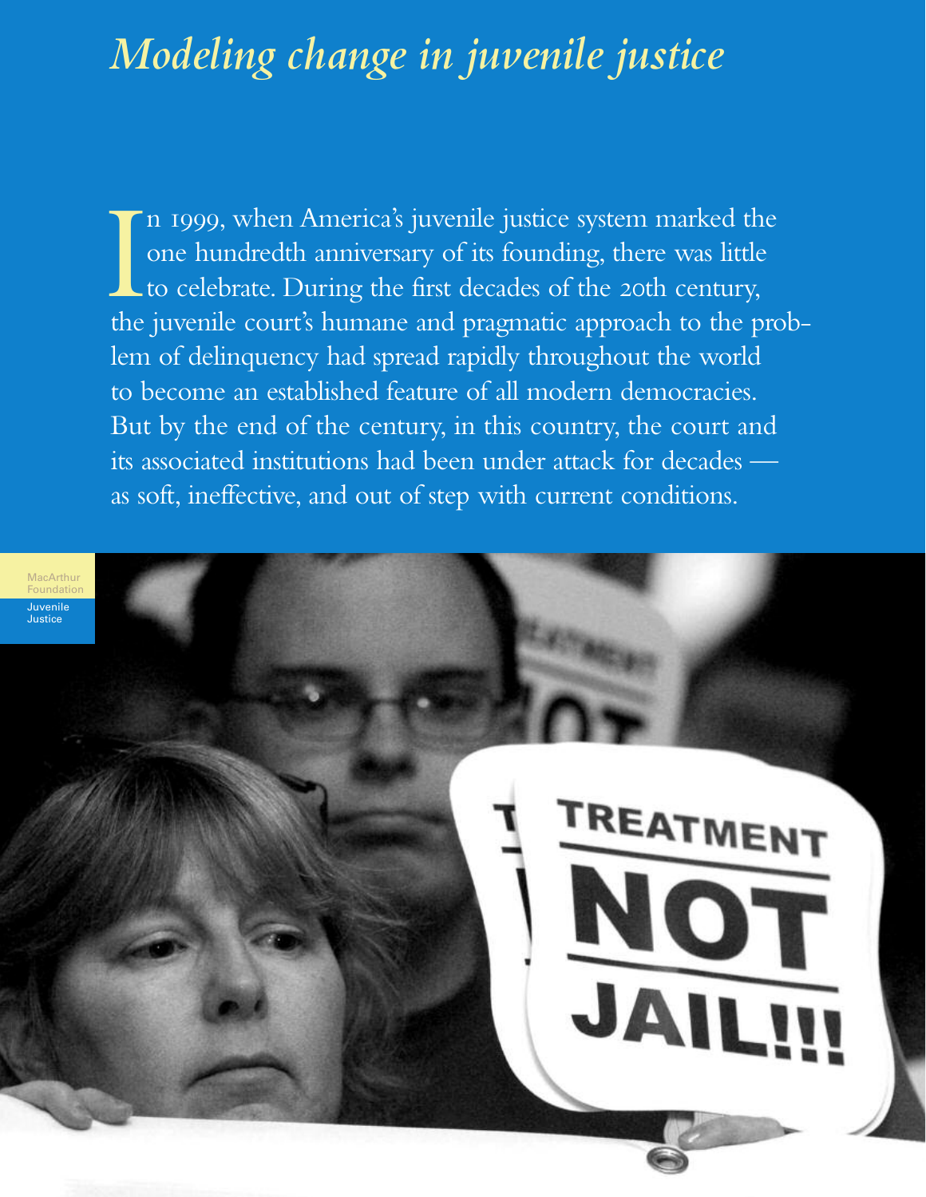# *Modeling change in juvenile justice*

In 1999, when America's juvenile justice system marked the one hundredth anniversary of its founding, there was little to celebrate. During the first decades of the 20th century, the juvenile court's humane and pragmatic approach to the problem of delinquency had spread rapidly throughout the world to become an established feature of all modern democracies. But by the end of the century, in this country, the court and its associated institutions had been under attack for decades — as soft, ineffective, and out of step with current conditions.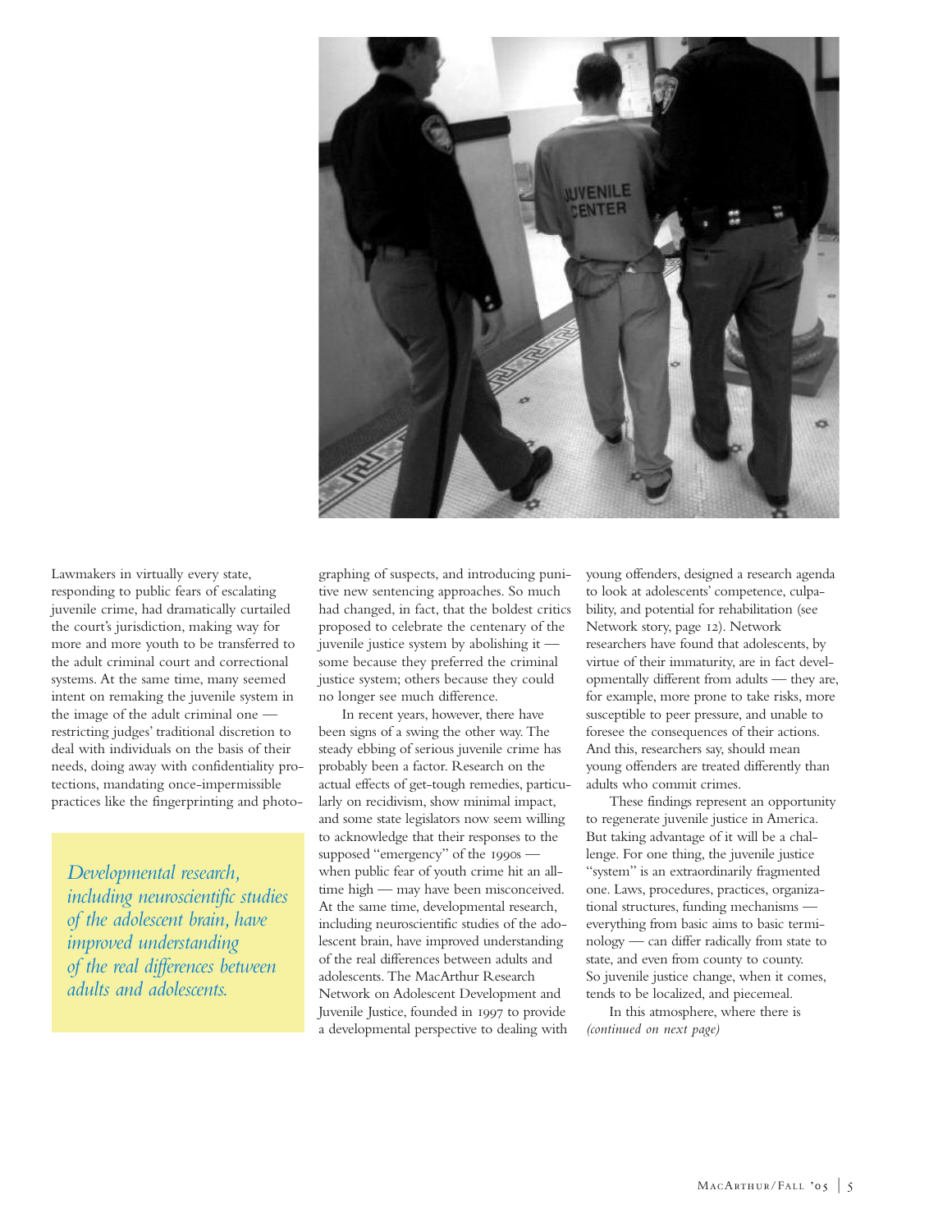Lawmakers in virtually every state, responding to public fears of escalating juvenile crime, had dramatically curtailed the court's jurisdiction, making way for more and more youth to be transferred to the adult criminal court and correctional systems. At the same time, many seemed intent on remaking the juvenile system in the image of the adult criminal one — restricting judges' traditional discretion to deal with individuals on the basis of their needs, doing away with confidentiality protections, mandating once-impermissible practices like the fingerprinting and photographing of suspects, and introducing punitive new sentencing approaches. So much had changed, in fact, that the boldest critics proposed to celebrate the centenary of the juvenile justice system by abolishing it — some because they preferred the criminal justice system; others because they could no longer see much difference.

*Developmental research, including neuroscientific studies of the adolescent brain, have improved understanding of the real differences between adults and adolescents.*

In recent years, however, there have been signs of a swing the other way. The steady ebbing of serious juvenile crime has probably been a factor. Research on the actual effects of get-tough remedies, particularly on recidivism, show minimal impact, and some state legislators now seem willing to acknowledge that their responses to the supposed "emergency" of the 1990s — when public fear of youth crime hit an all-time high — may have been misconceived. At the same time, developmental research, including neuroscientific studies of the adolescent brain, have improved understanding of the real differences between adults and adolescents. The MacArthur Research Network on Adolescent Development and Juvenile Justice, founded in 1997 to provide a developmental perspective to dealing with young offenders, designed a research agenda to look at adolescents' competence, culpability, and potential for rehabilitation (see Network story, page 12). Network researchers have found that adolescents, by virtue of their immaturity, are in fact developmentally different from adults — they are, for example, more prone to take risks, more susceptible to peer pressure, and unable to foresee the consequences of their actions. And this, researchers say, should mean young offenders are treated differently than adults who commit crimes.

These findings represent an opportunity to regenerate juvenile justice in America. But taking advantage of it will be a challenge. For one thing, the juvenile justice "system" is an extraordinarily fragmented one. Laws, procedures, practices, organizational structures, funding mechanisms — everything from basic aims to basic terminology — can differ radically from state to state, and even from county to county. So juvenile justice change, when it comes, tends to be localized, and piecemeal.

In this atmosphere, where there is *(continued on next page)*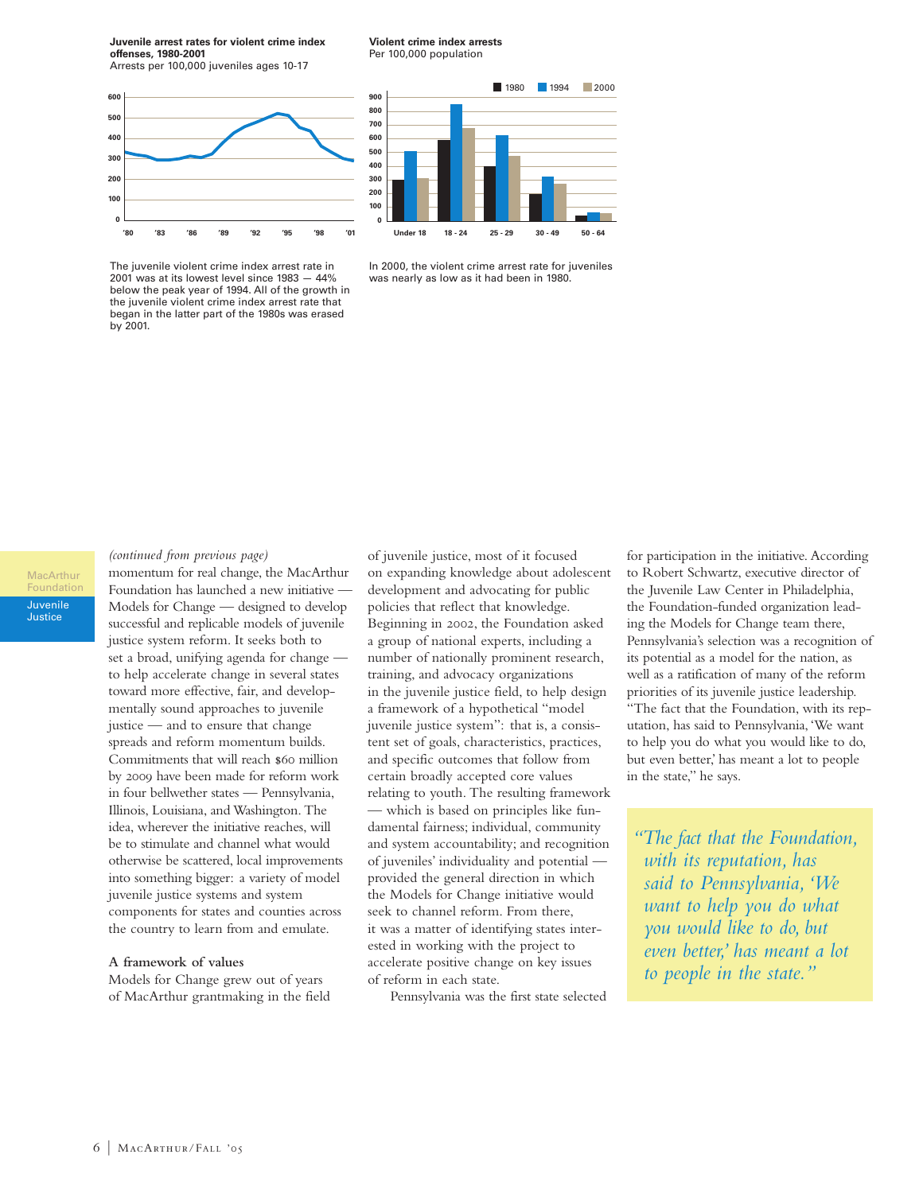**Juvenile arrest rates for violent crime index offenses, 1980-2001**
Arrests per 100,000 juveniles ages 10-17

600
500
400
300
200
100
0
'80 '83 '86 '89 '92 '95 '98 '01

The juvenile violent crime index arrest rate in 2001 was at its lowest level since 1983 — 44% below the peak year of 1994. All of the growth in the juvenile violent crime index arrest rate that began in the latter part of the 1980s was erased by 2001.

**Violent crime index arrests**
Per 100,000 population

1980 1994 2000

900
800
700
600
500
400
300
200
100
0
Under 18 18 - 24 25 - 29 30 - 49 50 - 64

In 2000, the violent crime arrest rate for juveniles was nearly as low as it had been in 1980.

MacArthur Foundation
Juvenile Justice

*(continued from previous page)*
momentum for real change, the MacArthur Foundation has launched a new initiative — Models for Change — designed to develop successful and replicable models of juvenile justice system reform. It seeks both to set a broad, unifying agenda for change — to help accelerate change in several states toward more effective, fair, and developmentally sound approaches to juvenile justice — and to ensure that change spreads and reform momentum builds. Commitments that will reach $60 million by 2009 have been made for reform work in four bellwether states — Pennsylvania, Illinois, Louisiana, and Washington. The idea, wherever the initiative reaches, will be to stimulate and channel what would otherwise be scattered, local improvements into something bigger: a variety of model juvenile justice systems and system components for states and counties across the country to learn from and emulate.

### A framework of values

Models for Change grew out of years of MacArthur grantmaking in the field of juvenile justice, most of it focused on expanding knowledge about adolescent development and advocating for public policies that reflect that knowledge. Beginning in 2002, the Foundation asked a group of national experts, including a number of nationally prominent research, training, and advocacy organizations in the juvenile justice field, to help design a framework of a hypothetical "model juvenile justice system": that is, a consistent set of goals, characteristics, practices, and specific outcomes that follow from certain broadly accepted core values relating to youth. The resulting framework — which is based on principles like fundamental fairness; individual, community and system accountability; and recognition of juveniles' individuality and potential — provided the general direction in which the Models for Change initiative would seek to channel reform. From there, it was a matter of identifying states interested in working with the project to accelerate positive change on key issues of reform in each state.

Pennsylvania was the first state selected for participation in the initiative. According to Robert Schwartz, executive director of the Juvenile Law Center in Philadelphia, the Foundation-funded organization leading the Models for Change team there, Pennsylvania's selection was a recognition of its potential as a model for the nation, as well as a ratification of many of the reform priorities of its juvenile justice leadership. "The fact that the Foundation, with its reputation, has said to Pennsylvania, 'We want to help you do what you would like to do, but even better,' has meant a lot to people in the state," he says.

> *"The fact that the Foundation, with its reputation, has said to Pennsylvania, 'We want to help you do what you would like to do, but even better,' has meant a lot to people in the state."*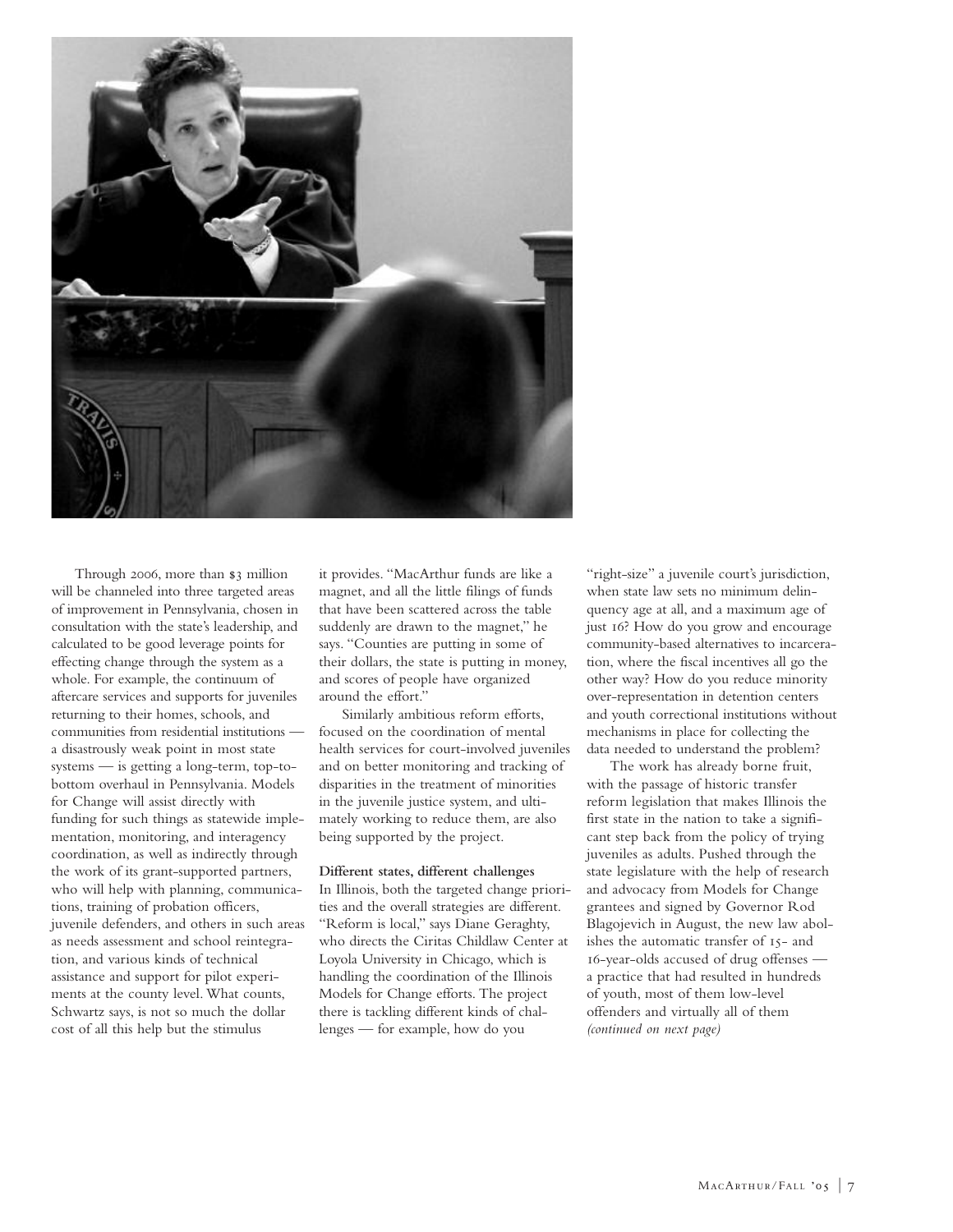Through 2006, more than $3 million will be channeled into three targeted areas of improvement in Pennsylvania, chosen in consultation with the state's leadership, and calculated to be good leverage points for effecting change through the system as a whole. For example, the continuum of aftercare services and supports for juveniles returning to their homes, schools, and communities from residential institutions — a disastrously weak point in most state systems — is getting a long-term, top-to-bottom overhaul in Pennsylvania. Models for Change will assist directly with funding for such things as statewide implementation, monitoring, and interagency coordination, as well as indirectly through the work of its grant-supported partners, who will help with planning, communications, training of probation officers, juvenile defenders, and others in such areas as needs assessment and school reintegration, and various kinds of technical assistance and support for pilot experiments at the county level. What counts, Schwartz says, is not so much the dollar cost of all this help but the stimulus it provides. "MacArthur funds are like a magnet, and all the little filings of funds that have been scattered across the table suddenly are drawn to the magnet," he says. "Counties are putting in some of their dollars, the state is putting in money, and scores of people have organized around the effort."

Similarly ambitious reform efforts, focused on the coordination of mental health services for court-involved juveniles and on better monitoring and tracking of disparities in the treatment of minorities in the juvenile justice system, and ultimately working to reduce them, are also being supported by the project.

**Different states, different challenges**

In Illinois, both the targeted change priorities and the overall strategies are different. "Reform is local," says Diane Geraghty, who directs the Ciritas Childlaw Center at Loyola University in Chicago, which is handling the coordination of the Illinois Models for Change efforts. The project there is tackling different kinds of challenges — for example, how do you "right-size" a juvenile court's jurisdiction, when state law sets no minimum delinquency age at all, and a maximum age of just 16? How do you grow and encourage community-based alternatives to incarceration, where the fiscal incentives all go the other way? How do you reduce minority over-representation in detention centers and youth correctional institutions without mechanisms in place for collecting the data needed to understand the problem?

The work has already borne fruit, with the passage of historic transfer reform legislation that makes Illinois the first state in the nation to take a significant step back from the policy of trying juveniles as adults. Pushed through the state legislature with the help of research and advocacy from Models for Change grantees and signed by Governor Rod Blagojevich in August, the new law abolishes the automatic transfer of 15- and 16-year-olds accused of drug offenses — a practice that had resulted in hundreds of youth, most of them low-level offenders and virtually all of them *(continued on next page)*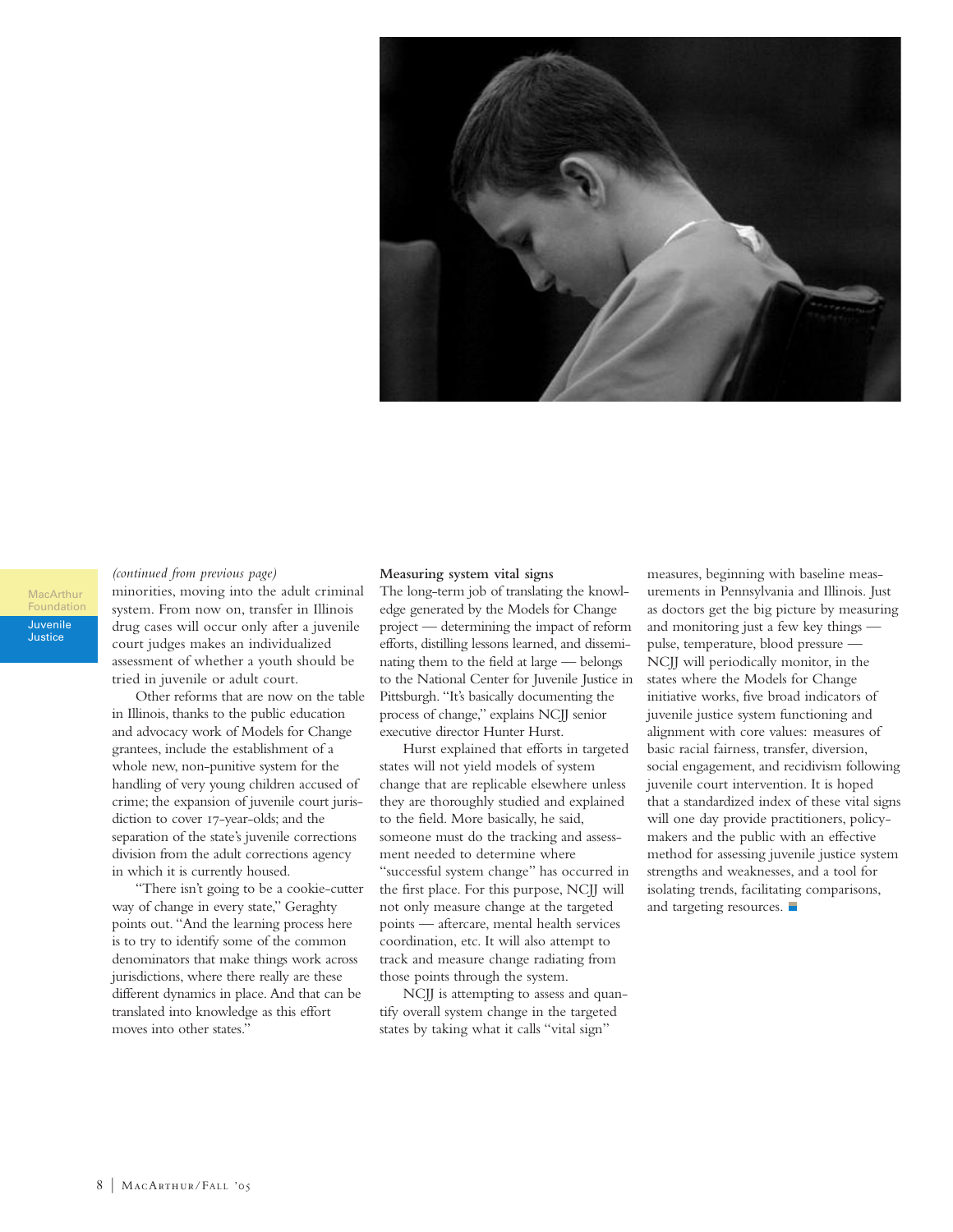*(continued from previous page)*
minorities, moving into the adult criminal system. From now on, transfer in Illinois drug cases will occur only after a juvenile court judges makes an individualized assessment of whether a youth should be tried in juvenile or adult court.

Other reforms that are now on the table in Illinois, thanks to the public education and advocacy work of Models for Change grantees, include the establishment of a whole new, non-punitive system for the handling of very young children accused of crime; the expansion of juvenile court jurisdiction to cover 17-year-olds; and the separation of the state's juvenile corrections division from the adult corrections agency in which it is currently housed.

"There isn't going to be a cookie-cutter way of change in every state," Geraghty points out. "And the learning process here is to try to identify some of the common denominators that make things work across jurisdictions, where there really are these different dynamics in place. And that can be translated into knowledge as this effort moves into other states."

**Measuring system vital signs**

The long-term job of translating the knowledge generated by the Models for Change project — determining the impact of reform efforts, distilling lessons learned, and disseminating them to the field at large — belongs to the National Center for Juvenile Justice in Pittsburgh. "It's basically documenting the process of change," explains NCJJ senior executive director Hunter Hurst.

Hurst explained that efforts in targeted states will not yield models of system change that are replicable elsewhere unless they are thoroughly studied and explained to the field. More basically, he said, someone must do the tracking and assessment needed to determine where "successful system change" has occurred in the first place. For this purpose, NCJJ will not only measure change at the targeted points — aftercare, mental health services coordination, etc. It will also attempt to track and measure change radiating from those points through the system.

NCJJ is attempting to assess and quantify overall system change in the targeted states by taking what it calls "vital sign" measures, beginning with baseline measurements in Pennsylvania and Illinois. Just as doctors get the big picture by measuring and monitoring just a few key things — pulse, temperature, blood pressure — NCJJ will periodically monitor, in the states where the Models for Change initiative works, five broad indicators of juvenile justice system functioning and alignment with core values: measures of basic racial fairness, transfer, diversion, social engagement, and recidivism following juvenile court intervention. It is hoped that a standardized index of these vital signs will one day provide practitioners, policymakers and the public with an effective method for assessing juvenile justice system strengths and weaknesses, and a tool for isolating trends, facilitating comparisons, and targeting resources.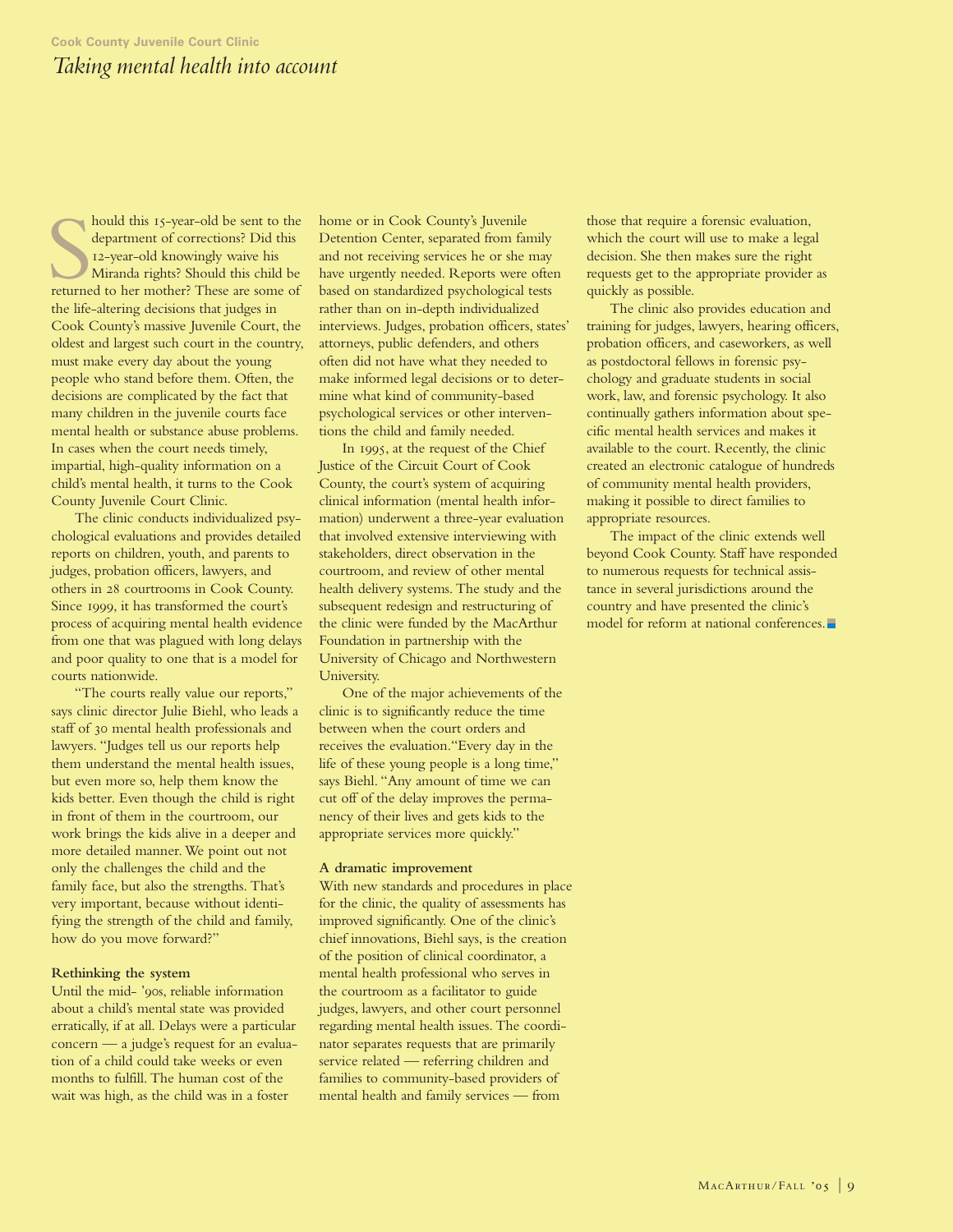**Cook County Juvenile Court Clinic**

# *Taking mental health into account*

Should this 15-year-old be sent to the department of corrections? Did this 12-year-old knowingly waive his Miranda rights? Should this child be returned to her mother? These are some of the life-altering decisions that judges in Cook County's massive Juvenile Court, the oldest and largest such court in the country, must make every day about the young people who stand before them. Often, the decisions are complicated by the fact that many children in the juvenile courts face mental health or substance abuse problems. In cases when the court needs timely, impartial, high-quality information on a child's mental health, it turns to the Cook County Juvenile Court Clinic.

The clinic conducts individualized psychological evaluations and provides detailed reports on children, youth, and parents to judges, probation officers, lawyers, and others in 28 courtrooms in Cook County. Since 1999, it has transformed the court's process of acquiring mental health evidence from one that was plagued with long delays and poor quality to one that is a model for courts nationwide.

"The courts really value our reports," says clinic director Julie Biehl, who leads a staff of 30 mental health professionals and lawyers. "Judges tell us our reports help them understand the mental health issues, but even more so, help them know the kids better. Even though the child is right in front of them in the courtroom, our work brings the kids alive in a deeper and more detailed manner. We point out not only the challenges the child and the family face, but also the strengths. That's very important, because without identifying the strength of the child and family, how do you move forward?"

**Rethinking the system**

Until the mid- '90s, reliable information about a child's mental state was provided erratically, if at all. Delays were a particular concern — a judge's request for an evaluation of a child could take weeks or even months to fulfill. The human cost of the wait was high, as the child was in a foster home or in Cook County's Juvenile Detention Center, separated from family and not receiving services he or she may have urgently needed. Reports were often based on standardized psychological tests rather than on in-depth individualized interviews. Judges, probation officers, states' attorneys, public defenders, and others often did not have what they needed to make informed legal decisions or to determine what kind of community-based psychological services or other interventions the child and family needed.

In 1995, at the request of the Chief Justice of the Circuit Court of Cook County, the court's system of acquiring clinical information (mental health information) underwent a three-year evaluation that involved extensive interviewing with stakeholders, direct observation in the courtroom, and review of other mental health delivery systems. The study and the subsequent redesign and restructuring of the clinic were funded by the MacArthur Foundation in partnership with the University of Chicago and Northwestern University.

One of the major achievements of the clinic is to significantly reduce the time between when the court orders and receives the evaluation. "Every day in the life of these young people is a long time," says Biehl. "Any amount of time we can cut off of the delay improves the permanency of their lives and gets kids to the appropriate services more quickly."

**A dramatic improvement**

With new standards and procedures in place for the clinic, the quality of assessments has improved significantly. One of the clinic's chief innovations, Biehl says, is the creation of the position of clinical coordinator, a mental health professional who serves in the courtroom as a facilitator to guide judges, lawyers, and other court personnel regarding mental health issues. The coordinator separates requests that are primarily service related — referring children and families to community-based providers of mental health and family services — from those that require a forensic evaluation, which the court will use to make a legal decision. She then makes sure the right requests get to the appropriate provider as quickly as possible.

The clinic also provides education and training for judges, lawyers, hearing officers, probation officers, and caseworkers, as well as postdoctoral fellows in forensic psychology and graduate students in social work, law, and forensic psychology. It also continually gathers information about specific mental health services and makes it available to the court. Recently, the clinic created an electronic catalogue of hundreds of community mental health providers, making it possible to direct families to appropriate resources.

The impact of the clinic extends well beyond Cook County. Staff have responded to numerous requests for technical assistance in several jurisdictions around the country and have presented the clinic's model for reform at national conferences.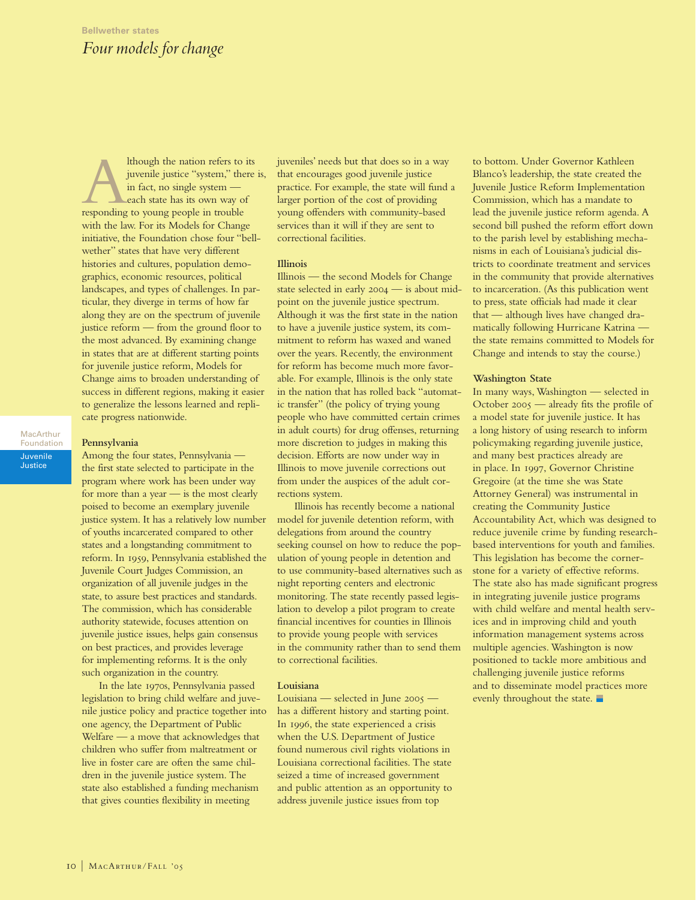Bellwether states

# *Four models for change*

Although the nation refers to its juvenile justice "system," there is, in fact, no single system — each state has its own way of responding to young people in trouble with the law. For its Models for Change initiative, the Foundation chose four "bellwether" states that have very different histories and cultures, population demographics, economic resources, political landscapes, and types of challenges. In particular, they diverge in terms of how far along they are on the spectrum of juvenile justice reform — from the ground floor to the most advanced. By examining change in states that are at different starting points for juvenile justice reform, Models for Change aims to broaden understanding of success in different regions, making it easier to generalize the lessons learned and replicate progress nationwide.

MacArthur Foundation

Juvenile Justice

**Pennsylvania**

Among the four states, Pennsylvania — the first state selected to participate in the program where work has been under way for more than a year — is the most clearly poised to become an exemplary juvenile justice system. It has a relatively low number of youths incarcerated compared to other states and a longstanding commitment to reform. In 1959, Pennsylvania established the Juvenile Court Judges Commission, an organization of all juvenile judges in the state, to assure best practices and standards. The commission, which has considerable authority statewide, focuses attention on juvenile justice issues, helps gain consensus on best practices, and provides leverage for implementing reforms. It is the only such organization in the country.

In the late 1970s, Pennsylvania passed legislation to bring child welfare and juvenile justice policy and practice together into one agency, the Department of Public Welfare — a move that acknowledges that children who suffer from maltreatment or live in foster care are often the same children in the juvenile justice system. The state also established a funding mechanism that gives counties flexibility in meeting juveniles' needs but that does so in a way that encourages good juvenile justice practice. For example, the state will fund a larger portion of the cost of providing young offenders with community-based services than it will if they are sent to correctional facilities.

**Illinois**

Illinois — the second Models for Change state selected in early 2004 — is about midpoint on the juvenile justice spectrum. Although it was the first state in the nation to have a juvenile justice system, its commitment to reform has waxed and waned over the years. Recently, the environment for reform has become much more favorable. For example, Illinois is the only state in the nation that has rolled back "automatic transfer" (the policy of trying young people who have committed certain crimes in adult courts) for drug offenses, returning more discretion to judges in making this decision. Efforts are now under way in Illinois to move juvenile corrections out from under the auspices of the adult corrections system.

Illinois has recently become a national model for juvenile detention reform, with delegations from around the country seeking counsel on how to reduce the population of young people in detention and to use community-based alternatives such as night reporting centers and electronic monitoring. The state recently passed legislation to develop a pilot program to create financial incentives for counties in Illinois to provide young people with services in the community rather than to send them to correctional facilities.

**Louisiana**

Louisiana — selected in June 2005 — has a different history and starting point. In 1996, the state experienced a crisis when the U.S. Department of Justice found numerous civil rights violations in Louisiana correctional facilities. The state seized a time of increased government and public attention as an opportunity to address juvenile justice issues from top to bottom. Under Governor Kathleen Blanco's leadership, the state created the Juvenile Justice Reform Implementation Commission, which has a mandate to lead the juvenile justice reform agenda. A second bill pushed the reform effort down to the parish level by establishing mechanisms in each of Louisiana's judicial districts to coordinate treatment and services in the community that provide alternatives to incarceration. (As this publication went to press, state officials had made it clear that — although lives have changed dramatically following Hurricane Katrina — the state remains committed to Models for Change and intends to stay the course.)

**Washington State**

In many ways, Washington — selected in October 2005 — already fits the profile of a model state for juvenile justice. It has a long history of using research to inform policymaking regarding juvenile justice, and many best practices already are in place. In 1997, Governor Christine Gregoire (at the time she was State Attorney General) was instrumental in creating the Community Justice Accountability Act, which was designed to reduce juvenile crime by funding research-based interventions for youth and families. This legislation has become the cornerstone for a variety of effective reforms. The state also has made significant progress in integrating juvenile justice programs with child welfare and mental health services and in improving child and youth information management systems across multiple agencies. Washington is now positioned to tackle more ambitious and challenging juvenile justice reforms and to disseminate model practices more evenly throughout the state.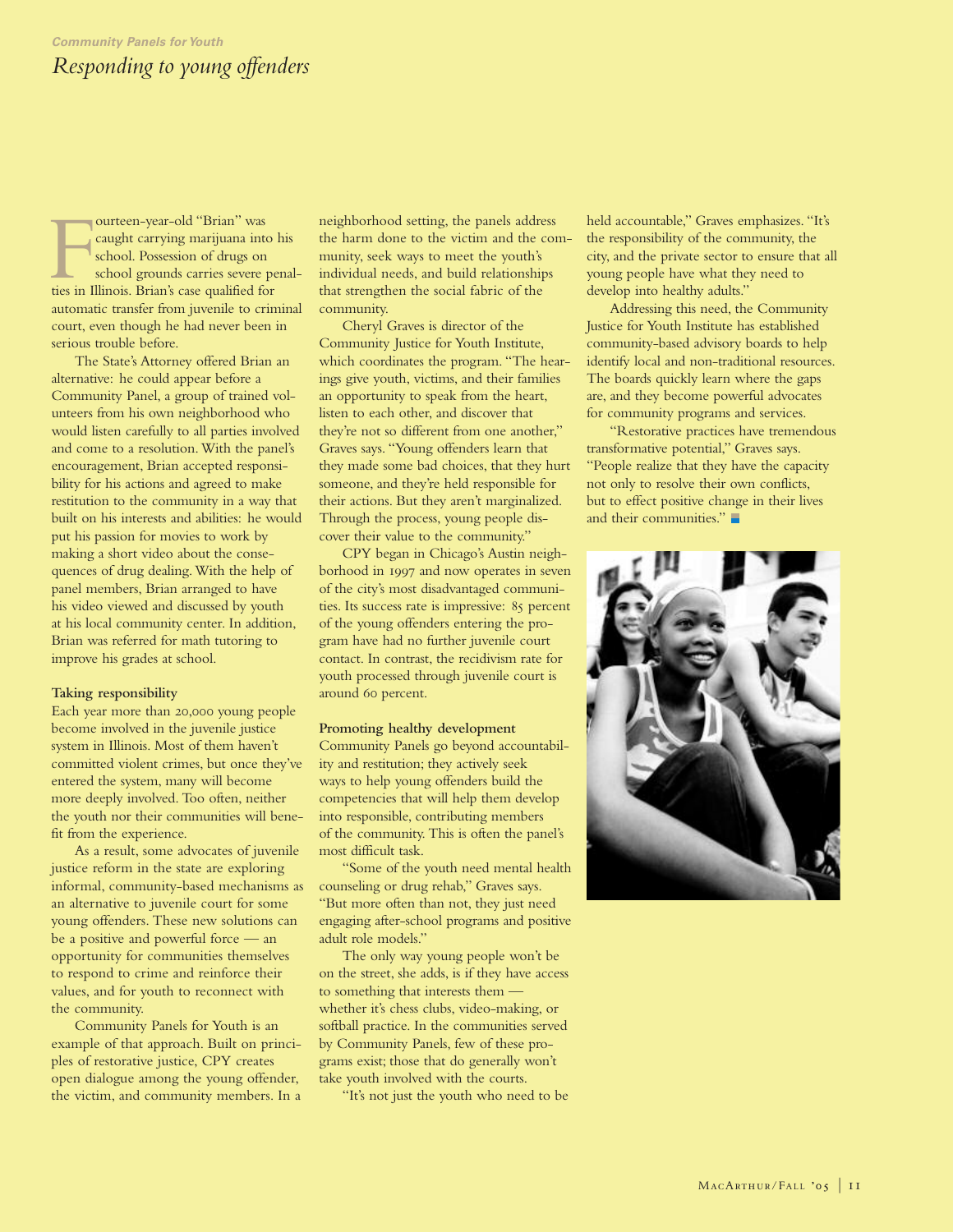***Community Panels for Youth***

# *Responding to young offenders*

Fourteen-year-old "Brian" was caught carrying marijuana into his school. Possession of drugs on school grounds carries severe penalties in Illinois. Brian's case qualified for automatic transfer from juvenile to criminal court, even though he had never been in serious trouble before.

The State's Attorney offered Brian an alternative: he could appear before a Community Panel, a group of trained volunteers from his own neighborhood who would listen carefully to all parties involved and come to a resolution. With the panel's encouragement, Brian accepted responsibility for his actions and agreed to make restitution to the community in a way that built on his interests and abilities: he would put his passion for movies to work by making a short video about the consequences of drug dealing. With the help of panel members, Brian arranged to have his video viewed and discussed by youth at his local community center. In addition, Brian was referred for math tutoring to improve his grades at school.

**Taking responsibility**

Each year more than 20,000 young people become involved in the juvenile justice system in Illinois. Most of them haven't committed violent crimes, but once they've entered the system, many will become more deeply involved. Too often, neither the youth nor their communities will benefit from the experience.

As a result, some advocates of juvenile justice reform in the state are exploring informal, community-based mechanisms as an alternative to juvenile court for some young offenders. These new solutions can be a positive and powerful force — an opportunity for communities themselves to respond to crime and reinforce their values, and for youth to reconnect with the community.

Community Panels for Youth is an example of that approach. Built on principles of restorative justice, CPY creates open dialogue among the young offender, the victim, and community members. In a neighborhood setting, the panels address the harm done to the victim and the community, seek ways to meet the youth's individual needs, and build relationships that strengthen the social fabric of the community.

Cheryl Graves is director of the Community Justice for Youth Institute, which coordinates the program. "The hearings give youth, victims, and their families an opportunity to speak from the heart, listen to each other, and discover that they're not so different from one another," Graves says. "Young offenders learn that they made some bad choices, that they hurt someone, and they're held responsible for their actions. But they aren't marginalized. Through the process, young people discover their value to the community."

CPY began in Chicago's Austin neighborhood in 1997 and now operates in seven of the city's most disadvantaged communities. Its success rate is impressive: 85 percent of the young offenders entering the program have had no further juvenile court contact. In contrast, the recidivism rate for youth processed through juvenile court is around 60 percent.

**Promoting healthy development**

Community Panels go beyond accountability and restitution; they actively seek ways to help young offenders build the competencies that will help them develop into responsible, contributing members of the community. This is often the panel's most difficult task.

"Some of the youth need mental health counseling or drug rehab," Graves says. "But more often than not, they just need engaging after-school programs and positive adult role models."

The only way young people won't be on the street, she adds, is if they have access to something that interests them — whether it's chess clubs, video-making, or softball practice. In the communities served by Community Panels, few of these programs exist; those that do generally won't take youth involved with the courts.

"It's not just the youth who need to be held accountable," Graves emphasizes. "It's the responsibility of the community, the city, and the private sector to ensure that all young people have what they need to develop into healthy adults."

Addressing this need, the Community Justice for Youth Institute has established community-based advisory boards to help identify local and non-traditional resources. The boards quickly learn where the gaps are, and they become powerful advocates for community programs and services.

"Restorative practices have tremendous transformative potential," Graves says. "People realize that they have the capacity not only to resolve their own conflicts, but to effect positive change in their lives and their communities."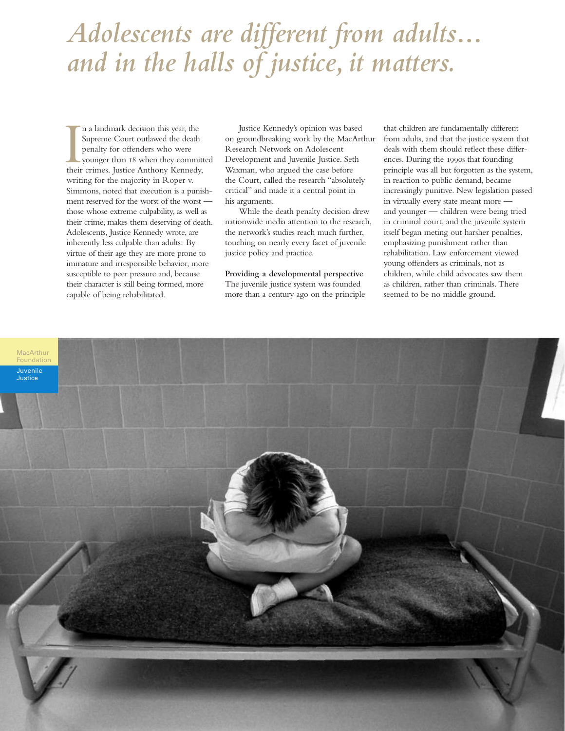# *Adolescents are different from adults… and in the halls of justice, it matters.*

In a landmark decision this year, the Supreme Court outlawed the death penalty for offenders who were younger than 18 when they committed their crimes. Justice Anthony Kennedy, writing for the majority in Roper v. Simmons, noted that execution is a punishment reserved for the worst of the worst — those whose extreme culpability, as well as their crime, makes them deserving of death. Adolescents, Justice Kennedy wrote, are inherently less culpable than adults: By virtue of their age they are more prone to immature and irresponsible behavior, more susceptible to peer pressure and, because their character is still being formed, more capable of being rehabilitated.

Justice Kennedy's opinion was based on groundbreaking work by the MacArthur Research Network on Adolescent Development and Juvenile Justice. Seth Waxman, who argued the case before the Court, called the research "absolutely critical" and made it a central point in his arguments.

While the death penalty decision drew nationwide media attention to the research, the network's studies reach much further, touching on nearly every facet of juvenile justice policy and practice.

**Providing a developmental perspective**

The juvenile justice system was founded more than a century ago on the principle that children are fundamentally different from adults, and that the justice system that deals with them should reflect these differences. During the 1990s that founding principle was all but forgotten as the system, in reaction to public demand, became increasingly punitive. New legislation passed in virtually every state meant more — and younger — children were being tried in criminal court, and the juvenile system itself began meting out harsher penalties, emphasizing punishment rather than rehabilitation. Law enforcement viewed young offenders as criminals, not as children, while child advocates saw them as children, rather than criminals. There seemed to be no middle ground.

MacArthur Foundation

Juvenile Justice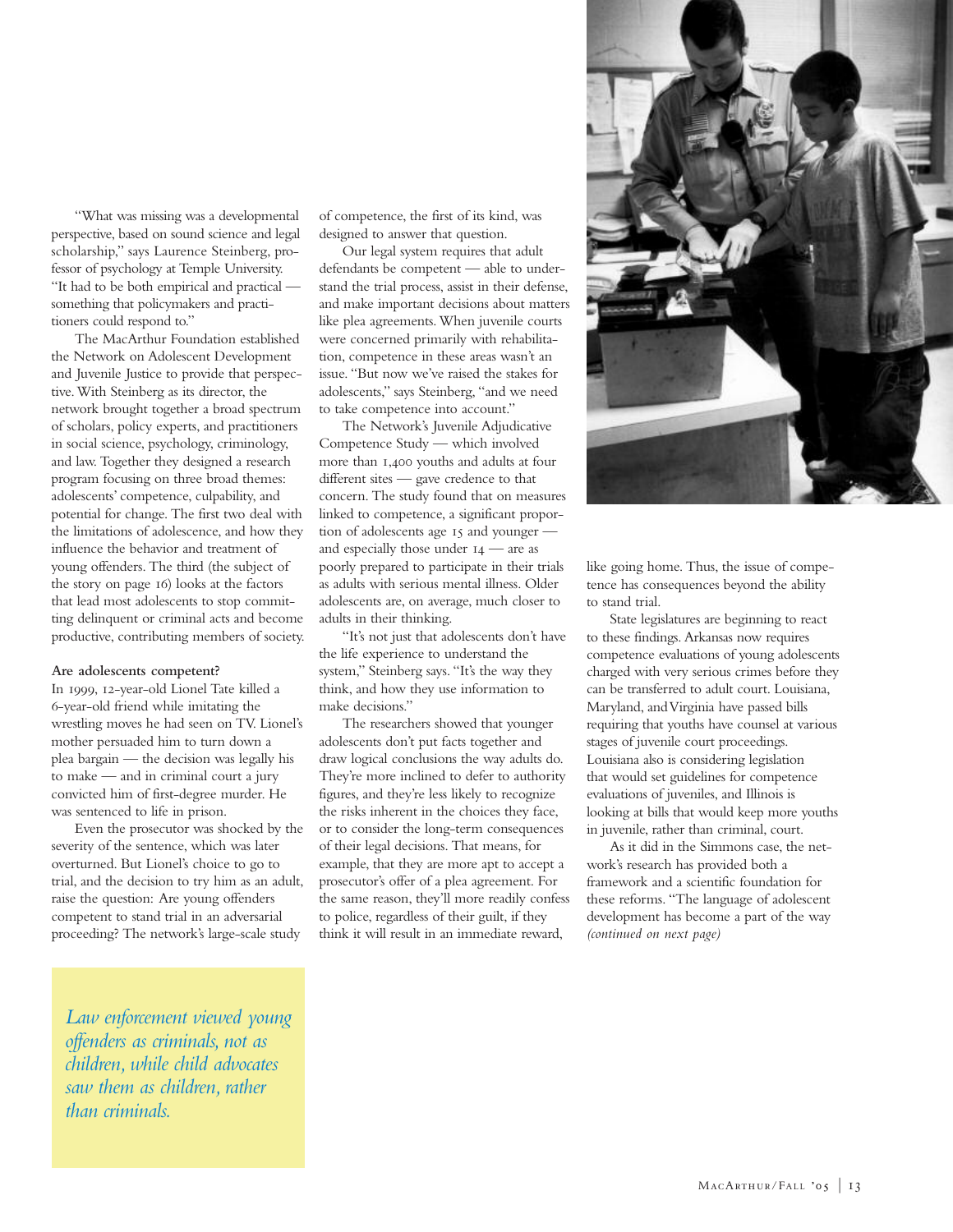"What was missing was a developmental perspective, based on sound science and legal scholarship," says Laurence Steinberg, professor of psychology at Temple University. "It had to be both empirical and practical — something that policymakers and practitioners could respond to."

The MacArthur Foundation established the Network on Adolescent Development and Juvenile Justice to provide that perspective. With Steinberg as its director, the network brought together a broad spectrum of scholars, policy experts, and practitioners in social science, psychology, criminology, and law. Together they designed a research program focusing on three broad themes: adolescents' competence, culpability, and potential for change. The first two deal with the limitations of adolescence, and how they influence the behavior and treatment of young offenders. The third (the subject of the story on page 16) looks at the factors that lead most adolescents to stop committing delinquent or criminal acts and become productive, contributing members of society.

**Are adolescents competent?**

In 1999, 12-year-old Lionel Tate killed a 6-year-old friend while imitating the wrestling moves he had seen on TV. Lionel's mother persuaded him to turn down a plea bargain — the decision was legally his to make — and in criminal court a jury convicted him of first-degree murder. He was sentenced to life in prison.

Even the prosecutor was shocked by the severity of the sentence, which was later overturned. But Lionel's choice to go to trial, and the decision to try him as an adult, raise the question: Are young offenders competent to stand trial in an adversarial proceeding? The network's large-scale study of competence, the first of its kind, was designed to answer that question.

Our legal system requires that adult defendants be competent — able to understand the trial process, assist in their defense, and make important decisions about matters like plea agreements. When juvenile courts were concerned primarily with rehabilitation, competence in these areas wasn't an issue. "But now we've raised the stakes for adolescents," says Steinberg, "and we need to take competence into account."

The Network's Juvenile Adjudicative Competence Study — which involved more than 1,400 youths and adults at four different sites — gave credence to that concern. The study found that on measures linked to competence, a significant proportion of adolescents age 15 and younger — and especially those under 14 — are as poorly prepared to participate in their trials as adults with serious mental illness. Older adolescents are, on average, much closer to adults in their thinking.

"It's not just that adolescents don't have the life experience to understand the system," Steinberg says. "It's the way they think, and how they use information to make decisions."

The researchers showed that younger adolescents don't put facts together and draw logical conclusions the way adults do. They're more inclined to defer to authority figures, and they're less likely to recognize the risks inherent in the choices they face, or to consider the long-term consequences of their legal decisions. That means, for example, that they are more apt to accept a prosecutor's offer of a plea agreement. For the same reason, they'll more readily confess to police, regardless of their guilt, if they think it will result in an immediate reward, like going home. Thus, the issue of competence has consequences beyond the ability to stand trial.

State legislatures are beginning to react to these findings. Arkansas now requires competence evaluations of young adolescents charged with very serious crimes before they can be transferred to adult court. Louisiana, Maryland, and Virginia have passed bills requiring that youths have counsel at various stages of juvenile court proceedings. Louisiana also is considering legislation that would set guidelines for competence evaluations of juveniles, and Illinois is looking at bills that would keep more youths in juvenile, rather than criminal, court.

As it did in the Simmons case, the network's research has provided both a framework and a scientific foundation for these reforms. "The language of adolescent development has become a part of the way *(continued on next page)*

*Law enforcement viewed young offenders as criminals, not as children, while child advocates saw them as children, rather than criminals.*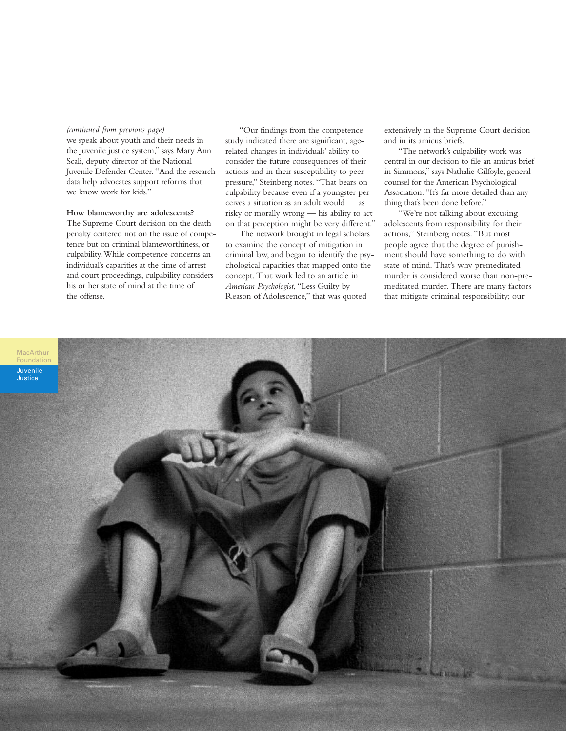*(continued from previous page)*
we speak about youth and their needs in the juvenile justice system," says Mary Ann Scali, deputy director of the National Juvenile Defender Center. "And the research data help advocates support reforms that we know work for kids."

**How blameworthy are adolescents?**
The Supreme Court decision on the death penalty centered not on the issue of competence but on criminal blameworthiness, or culpability. While competence concerns an individual's capacities at the time of arrest and court proceedings, culpability considers his or her state of mind at the time of the offense.

"Our findings from the competence study indicated there are significant, age-related changes in individuals' ability to consider the future consequences of their actions and in their susceptibility to peer pressure," Steinberg notes. "That bears on culpability because even if a youngster perceives a situation as an adult would — as risky or morally wrong — his ability to act on that perception might be very different."

The network brought in legal scholars to examine the concept of mitigation in criminal law, and began to identify the psychological capacities that mapped onto the concept. That work led to an article in *American Psychologist*, "Less Guilty by Reason of Adolescence," that was quoted extensively in the Supreme Court decision and in its amicus briefs.

"The network's culpability work was central in our decision to file an amicus brief in Simmons," says Nathalie Gilfoyle, general counsel for the American Psychological Association. "It's far more detailed than anything that's been done before."

"We're not talking about excusing adolescents from responsibility for their actions," Steinberg notes. "But most people agree that the degree of punishment should have something to do with state of mind. That's why premeditated murder is considered worse than non-premeditated murder. There are many factors that mitigate criminal responsibility; our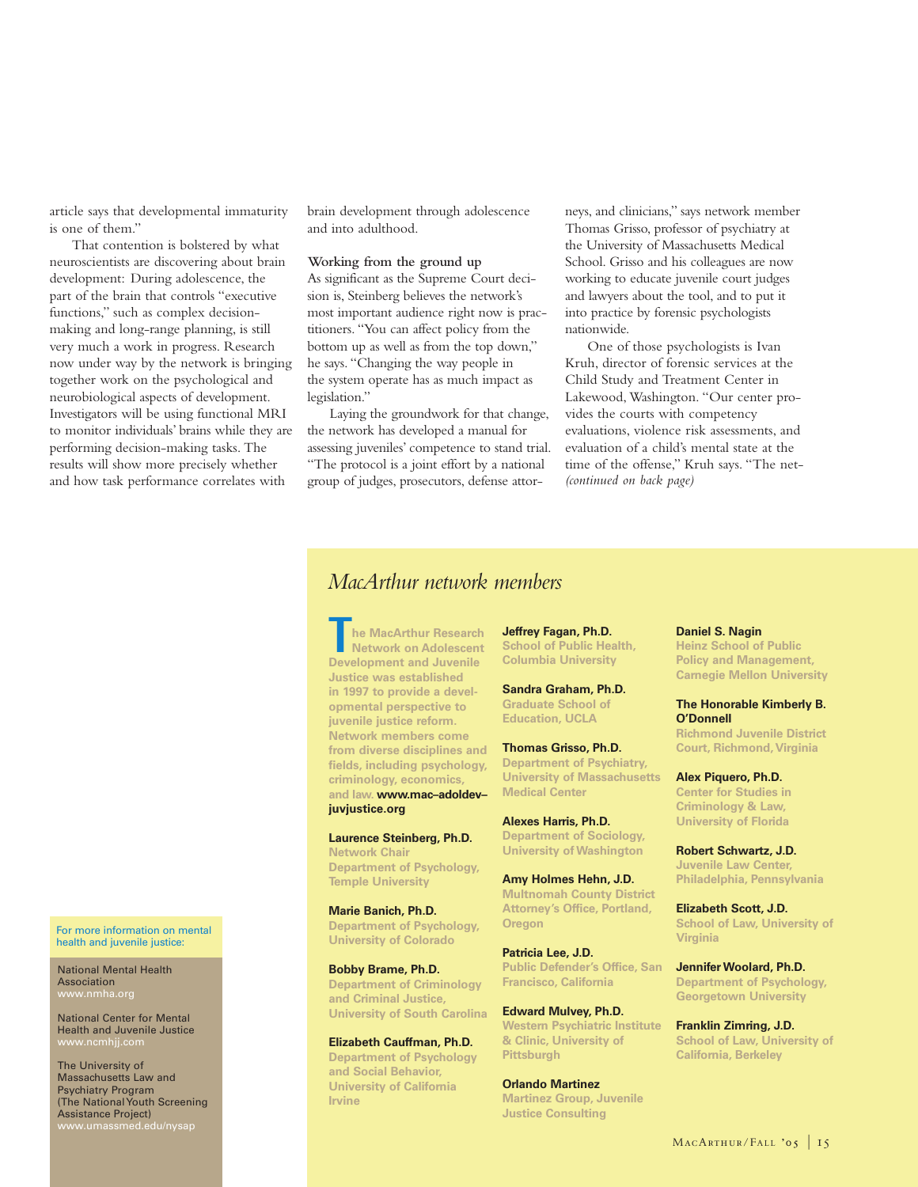article says that developmental immaturity is one of them."

That contention is bolstered by what neuroscientists are discovering about brain development: During adolescence, the part of the brain that controls "executive functions," such as complex decision-making and long-range planning, is still very much a work in progress. Research now under way by the network is bringing together work on the psychological and neurobiological aspects of development. Investigators will be using functional MRI to monitor individuals' brains while they are performing decision-making tasks. The results will show more precisely whether and how task performance correlates with brain development through adolescence and into adulthood.

**Working from the ground up**

As significant as the Supreme Court decision is, Steinberg believes the network's most important audience right now is practitioners. "You can affect policy from the bottom up as well as from the top down," he says. "Changing the way people in the system operate has as much impact as legislation."

Laying the groundwork for that change, the network has developed a manual for assessing juveniles' competence to stand trial. "The protocol is a joint effort by a national group of judges, prosecutors, defense attorneys, and clinicians," says network member Thomas Grisso, professor of psychiatry at the University of Massachusetts Medical School. Grisso and his colleagues are now working to educate juvenile court judges and lawyers about the tool, and to put it into practice by forensic psychologists nationwide.

One of those psychologists is Ivan Kruh, director of forensic services at the Child Study and Treatment Center in Lakewood, Washington. "Our center provides the courts with competency evaluations, violence risk assessments, and evaluation of a child's mental state at the time of the offense," Kruh says. "The net-

*(continued on back page)*

## *MacArthur network members*

**The MacArthur Research Network on Adolescent Development and Juvenile Justice was established in 1997 to provide a developmental perspective to juvenile justice reform. Network members come from diverse disciplines and fields, including psychology, criminology, economics, and law. www.mac-adoldev-juvjustice.org**

**Laurence Steinberg, Ph.D.**
Network Chair
Department of Psychology, Temple University

**Marie Banich, Ph.D.**
Department of Psychology, University of Colorado

**Bobby Brame, Ph.D.**
Department of Criminology and Criminal Justice, University of South Carolina

**Elizabeth Cauffman, Ph.D.**
Department of Psychology and Social Behavior, University of California Irvine

**Jeffrey Fagan, Ph.D.**
School of Public Health, Columbia University

**Sandra Graham, Ph.D.**
Graduate School of Education, UCLA

**Thomas Grisso, Ph.D.**
Department of Psychiatry, University of Massachusetts Medical Center

**Alexes Harris, Ph.D.**
Department of Sociology, University of Washington

**Amy Holmes Hehn, J.D.**
Multnomah County District Attorney's Office, Portland, Oregon

**Patricia Lee, J.D.**
Public Defender's Office, San Francisco, California

**Edward Mulvey, Ph.D.**
Western Psychiatric Institute & Clinic, University of Pittsburgh

**Orlando Martinez**
Martinez Group, Juvenile Justice Consulting

**Daniel S. Nagin**
Heinz School of Public Policy and Management, Carnegie Mellon University

**The Honorable Kimberly B. O'Donnell**
Richmond Juvenile District Court, Richmond, Virginia

**Alex Piquero, Ph.D.**
Center for Studies in Criminology & Law, University of Florida

**Robert Schwartz, J.D.**
Juvenile Law Center, Philadelphia, Pennsylvania

**Elizabeth Scott, J.D.**
School of Law, University of Virginia

**Jennifer Woolard, Ph.D.**
Department of Psychology, Georgetown University

**Franklin Zimring, J.D.**
School of Law, University of California, Berkeley

For more information on mental health and juvenile justice:

National Mental Health Association
www.nmha.org

National Center for Mental Health and Juvenile Justice
www.ncmhjj.com

The University of Massachusetts Law and Psychiatry Program (The National Youth Screening Assistance Project)
www.umassmed.edu/nysap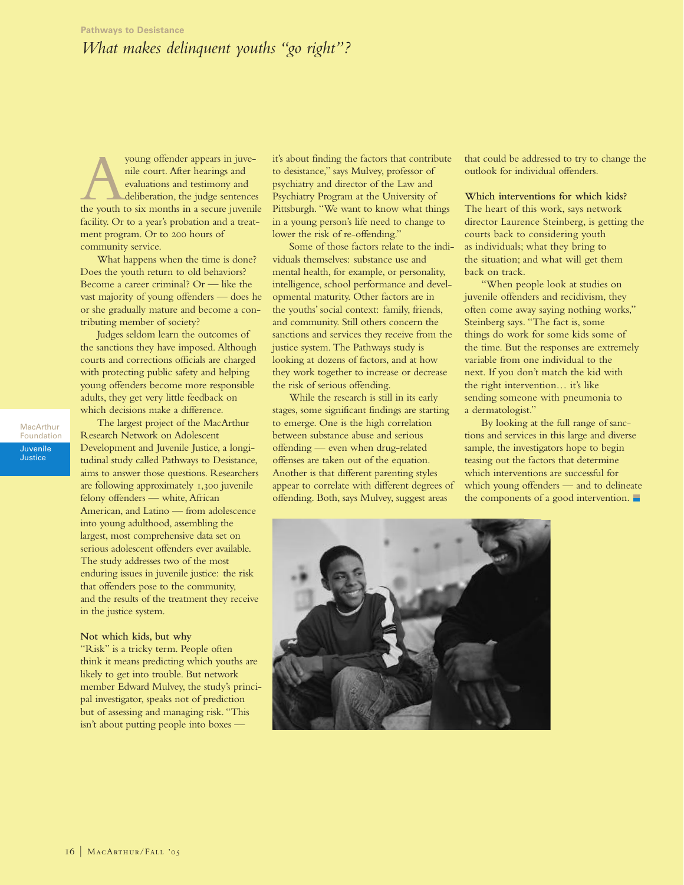Pathways to Desistance

# *What makes delinquent youths "go right"?*

A young offender appears in juvenile court. After hearings and evaluations and testimony and deliberation, the judge sentences the youth to six months in a secure juvenile facility. Or to a year's probation and a treatment program. Or to 200 hours of community service.

What happens when the time is done? Does the youth return to old behaviors? Become a career criminal? Or — like the vast majority of young offenders — does he or she gradually mature and become a contributing member of society?

Judges seldom learn the outcomes of the sanctions they have imposed. Although courts and corrections officials are charged with protecting public safety and helping young offenders become more responsible adults, they get very little feedback on which decisions make a difference.

The largest project of the MacArthur Research Network on Adolescent Development and Juvenile Justice, a longitudinal study called Pathways to Desistance, aims to answer those questions. Researchers are following approximately 1,300 juvenile felony offenders — white, African American, and Latino — from adolescence into young adulthood, assembling the largest, most comprehensive data set on serious adolescent offenders ever available. The study addresses two of the most enduring issues in juvenile justice: the risk that offenders pose to the community, and the results of the treatment they receive in the justice system.

### Not which kids, but why

"Risk" is a tricky term. People often think it means predicting which youths are likely to get into trouble. But network member Edward Mulvey, the study's principal investigator, speaks not of prediction but of assessing and managing risk. "This isn't about putting people into boxes — it's about finding the factors that contribute to desistance," says Mulvey, professor of psychiatry and director of the Law and Psychiatry Program at the University of Pittsburgh. "We want to know what things in a young person's life need to change to lower the risk of re-offending."

Some of those factors relate to the individuals themselves: substance use and mental health, for example, or personality, intelligence, school performance and developmental maturity. Other factors are in the youths' social context: family, friends, and community. Still others concern the sanctions and services they receive from the justice system. The Pathways study is looking at dozens of factors, and at how they work together to increase or decrease the risk of serious offending.

While the research is still in its early stages, some significant findings are starting to emerge. One is the high correlation between substance abuse and serious offending — even when drug-related offenses are taken out of the equation. Another is that different parenting styles appear to correlate with different degrees of offending. Both, says Mulvey, suggest areas that could be addressed to try to change the outlook for individual offenders.

### Which interventions for which kids?

The heart of this work, says network director Laurence Steinberg, is getting the courts back to considering youth as individuals; what they bring to the situation; and what will get them back on track.

"When people look at studies on juvenile offenders and recidivism, they often come away saying nothing works," Steinberg says. "The fact is, some things do work for some kids some of the time. But the responses are extremely variable from one individual to the next. If you don't match the kid with the right intervention… it's like sending someone with pneumonia to a dermatologist."

By looking at the full range of sanctions and services in this large and diverse sample, the investigators hope to begin teasing out the factors that determine which interventions are successful for which young offenders — and to delineate the components of a good intervention.

MacArthur Foundation
Juvenile Justice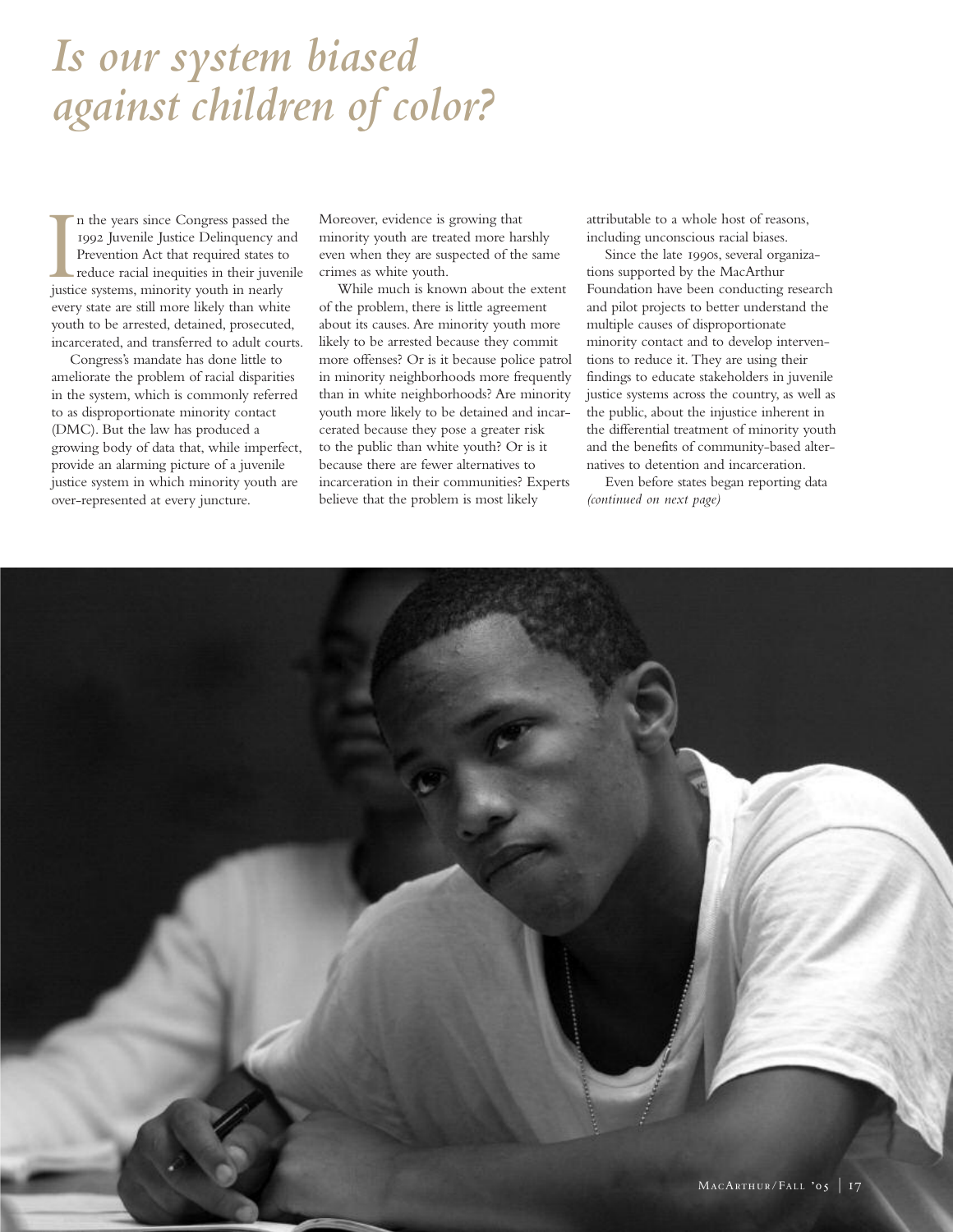# *Is our system biased against children of color?*

In the years since Congress passed the 1992 Juvenile Justice Delinquency and Prevention Act that required states to reduce racial inequities in their juvenile justice systems, minority youth in nearly every state are still more likely than white youth to be arrested, detained, prosecuted, incarcerated, and transferred to adult courts.

Congress's mandate has done little to ameliorate the problem of racial disparities in the system, which is commonly referred to as disproportionate minority contact (DMC). But the law has produced a growing body of data that, while imperfect, provide an alarming picture of a juvenile justice system in which minority youth are over-represented at every juncture. Moreover, evidence is growing that minority youth are treated more harshly even when they are suspected of the same crimes as white youth.

While much is known about the extent of the problem, there is little agreement about its causes. Are minority youth more likely to be arrested because they commit more offenses? Or is it because police patrol in minority neighborhoods more frequently than in white neighborhoods? Are minority youth more likely to be detained and incarcerated because they pose a greater risk to the public than white youth? Or is it because there are fewer alternatives to incarceration in their communities? Experts believe that the problem is most likely attributable to a whole host of reasons, including unconscious racial biases.

Since the late 1990s, several organizations supported by the MacArthur Foundation have been conducting research and pilot projects to better understand the multiple causes of disproportionate minority contact and to develop interventions to reduce it. They are using their findings to educate stakeholders in juvenile justice systems across the country, as well as the public, about the injustice inherent in the differential treatment of minority youth and the benefits of community-based alternatives to detention and incarceration.

Even before states began reporting data *(continued on next page)*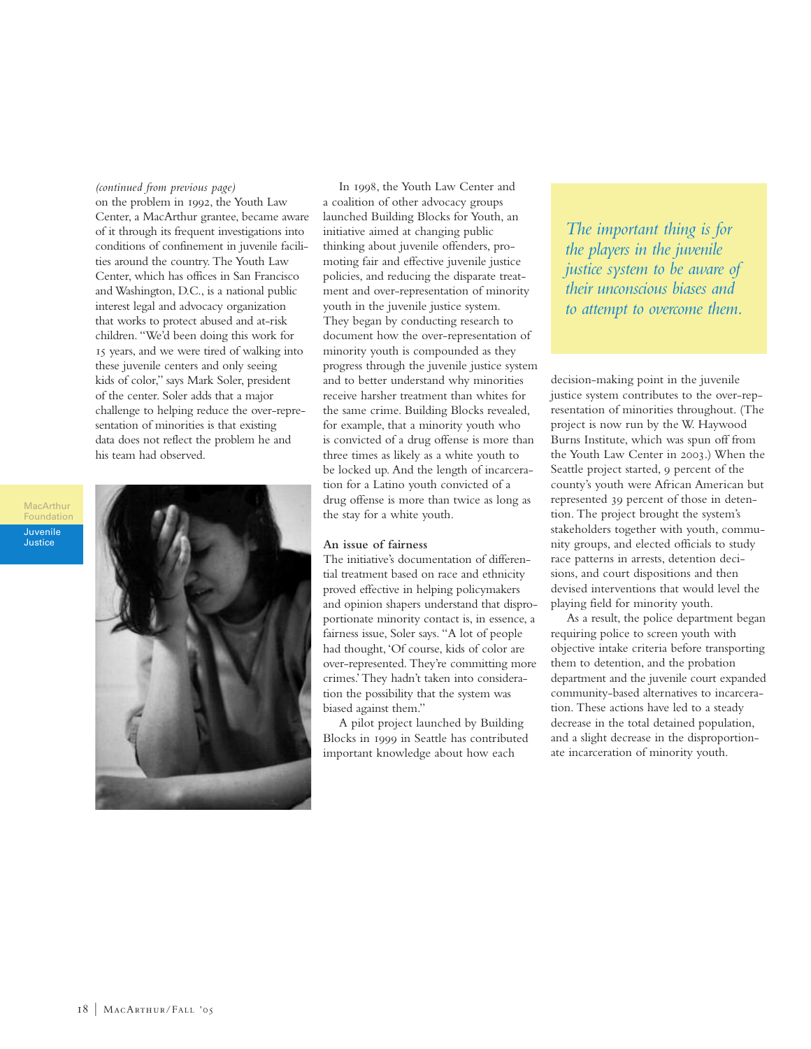*(continued from previous page)*
on the problem in 1992, the Youth Law Center, a MacArthur grantee, became aware of it through its frequent investigations into conditions of confinement in juvenile facilities around the country. The Youth Law Center, which has offices in San Francisco and Washington, D.C., is a national public interest legal and advocacy organization that works to protect abused and at-risk children. "We'd been doing this work for 15 years, and we were tired of walking into these juvenile centers and only seeing kids of color," says Mark Soler, president of the center. Soler adds that a major challenge to helping reduce the over-representation of minorities is that existing data does not reflect the problem he and his team had observed.

In 1998, the Youth Law Center and a coalition of other advocacy groups launched Building Blocks for Youth, an initiative aimed at changing public thinking about juvenile offenders, promoting fair and effective juvenile justice policies, and reducing the disparate treatment and over-representation of minority youth in the juvenile justice system. They began by conducting research to document how the over-representation of minority youth is compounded as they progress through the juvenile justice system and to better understand why minorities receive harsher treatment than whites for the same crime. Building Blocks revealed, for example, that a minority youth who is convicted of a drug offense is more than three times as likely as a white youth to be locked up. And the length of incarceration for a Latino youth convicted of a drug offense is more than twice as long as the stay for a white youth.

### An issue of fairness

The initiative's documentation of differential treatment based on race and ethnicity proved effective in helping policymakers and opinion shapers understand that disproportionate minority contact is, in essence, a fairness issue, Soler says. "A lot of people had thought, 'Of course, kids of color are over-represented. They're committing more crimes.' They hadn't taken into consideration the possibility that the system was biased against them."

A pilot project launched by Building Blocks in 1999 in Seattle has contributed important knowledge about how each decision-making point in the juvenile justice system contributes to the over-representation of minorities throughout. (The project is now run by the W. Haywood Burns Institute, which was spun off from the Youth Law Center in 2003.) When the Seattle project started, 9 percent of the county's youth were African American but represented 39 percent of those in detention. The project brought the system's stakeholders together with youth, community groups, and elected officials to study race patterns in arrests, detention decisions, and court dispositions and then devised interventions that would level the playing field for minority youth.

As a result, the police department began requiring police to screen youth with objective intake criteria before transporting them to detention, and the probation department and the juvenile court expanded community-based alternatives to incarceration. These actions have led to a steady decrease in the total detained population, and a slight decrease in the disproportionate incarceration of minority youth.

> *The important thing is for the players in the juvenile justice system to be aware of their unconscious biases and to attempt to overcome them.*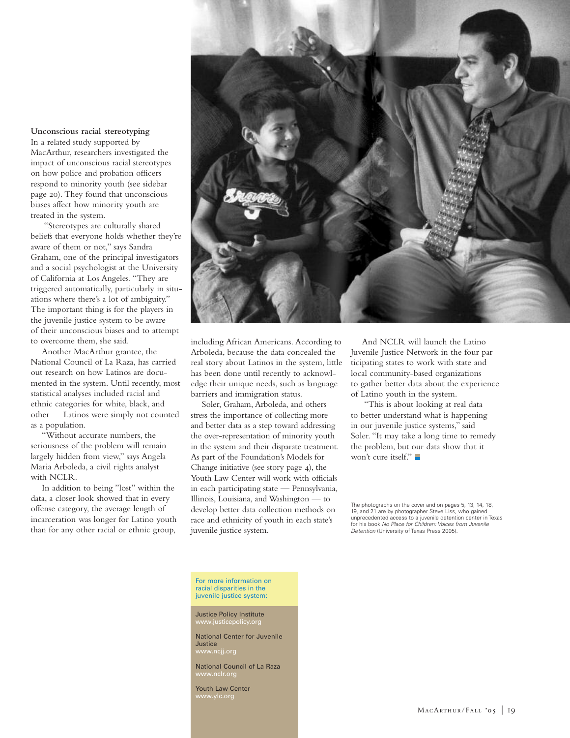### Unconscious racial stereotyping

In a related study supported by MacArthur, researchers investigated the impact of unconscious racial stereotypes on how police and probation officers respond to minority youth (see sidebar page 20). They found that unconscious biases affect how minority youth are treated in the system.

"Stereotypes are culturally shared beliefs that everyone holds whether they're aware of them or not," says Sandra Graham, one of the principal investigators and a social psychologist at the University of California at Los Angeles. "They are triggered automatically, particularly in situations where there's a lot of ambiguity." The important thing is for the players in the juvenile justice system to be aware of their unconscious biases and to attempt to overcome them, she said.

Another MacArthur grantee, the National Council of La Raza, has carried out research on how Latinos are documented in the system. Until recently, most statistical analyses included racial and ethnic categories for white, black, and other — Latinos were simply not counted as a population.

"Without accurate numbers, the seriousness of the problem will remain largely hidden from view," says Angela Maria Arboleda, a civil rights analyst with NCLR.

In addition to being "lost" within the data, a closer look showed that in every offense category, the average length of incarceration was longer for Latino youth than for any other racial or ethnic group, including African Americans. According to Arboleda, because the data concealed the real story about Latinos in the system, little has been done until recently to acknowledge their unique needs, such as language barriers and immigration status.

Soler, Graham, Arboleda, and others stress the importance of collecting more and better data as a step toward addressing the over-representation of minority youth in the system and their disparate treatment. As part of the Foundation's Models for Change initiative (see story page 4), the Youth Law Center will work with officials in each participating state — Pennsylvania, Illinois, Louisiana, and Washington — to develop better data collection methods on race and ethnicity of youth in each state's juvenile justice system.

And NCLR will launch the Latino Juvenile Justice Network in the four participating states to work with state and local community-based organizations to gather better data about the experience of Latino youth in the system.

"This is about looking at real data to better understand what is happening in our juvenile justice systems," said Soler. "It may take a long time to remedy the problem, but our data show that it won't cure itself."

The photographs on the cover and on pages 5, 13, 14, 18, 19, and 21 are by photographer Steve Liss, who gained unprecedented access to a juvenile detention center in Texas for his book *No Place for Children: Voices from Juvenile Detention* (University of Texas Press 2005).

**For more information on racial disparities in the juvenile justice system:**

Justice Policy Institute
www.justicepolicy.org

National Center for Juvenile Justice
www.ncjj.org

National Council of La Raza
www.nclr.org

Youth Law Center
www.ylc.org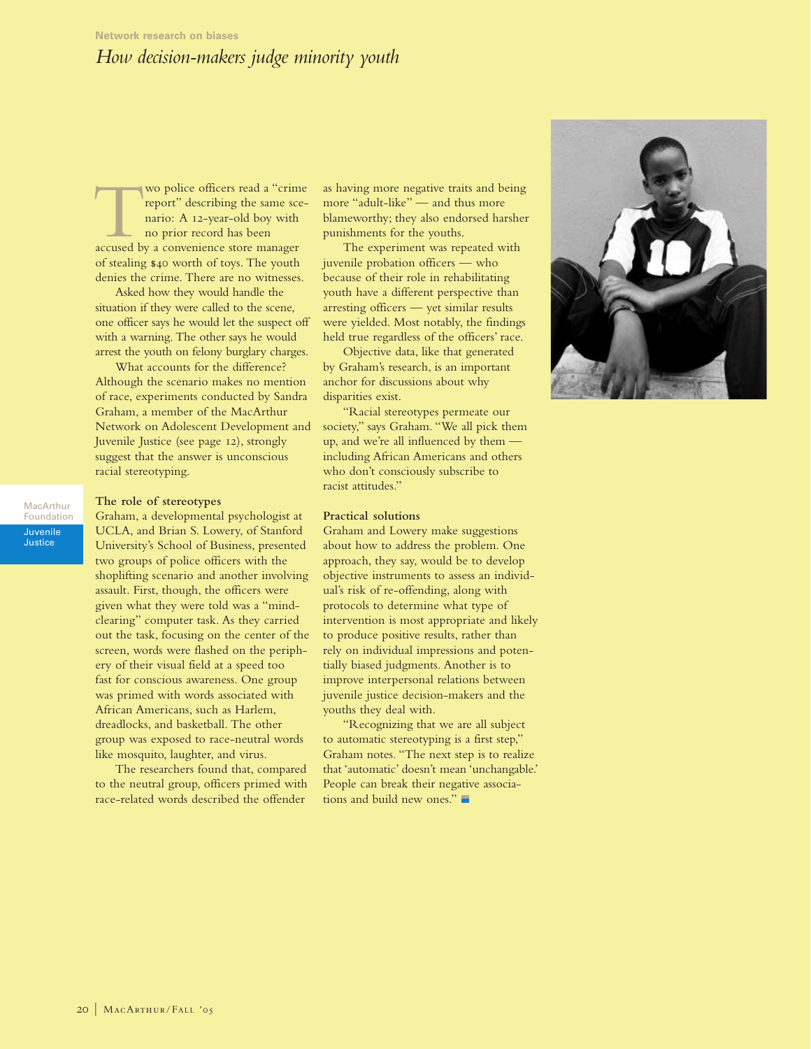Network research on biases

# *How decision-makers judge minority youth*

Two police officers read a "crime report" describing the same scenario: A 12-year-old boy with no prior record has been accused by a convenience store manager of stealing $40 worth of toys. The youth denies the crime. There are no witnesses.

Asked how they would handle the situation if they were called to the scene, one officer says he would let the suspect off with a warning. The other says he would arrest the youth on felony burglary charges.

What accounts for the difference? Although the scenario makes no mention of race, experiments conducted by Sandra Graham, a member of the MacArthur Network on Adolescent Development and Juvenile Justice (see page 12), strongly suggest that the answer is unconscious racial stereotyping.

### The role of stereotypes

Graham, a developmental psychologist at UCLA, and Brian S. Lowery, of Stanford University's School of Business, presented two groups of police officers with the shoplifting scenario and another involving assault. First, though, the officers were given what they were told was a "mind-clearing" computer task. As they carried out the task, focusing on the center of the screen, words were flashed on the periphery of their visual field at a speed too fast for conscious awareness. One group was primed with words associated with African Americans, such as Harlem, dreadlocks, and basketball. The other group was exposed to race-neutral words like mosquito, laughter, and virus.

The researchers found that, compared to the neutral group, officers primed with race-related words described the offender as having more negative traits and being more "adult-like" — and thus more blameworthy; they also endorsed harsher punishments for the youths.

The experiment was repeated with juvenile probation officers — who because of their role in rehabilitating youth have a different perspective than arresting officers — yet similar results were yielded. Most notably, the findings held true regardless of the officers' race.

Objective data, like that generated by Graham's research, is an important anchor for discussions about why disparities exist.

"Racial stereotypes permeate our society," says Graham. "We all pick them up, and we're all influenced by them — including African Americans and others who don't consciously subscribe to racist attitudes."

### Practical solutions

Graham and Lowery make suggestions about how to address the problem. One approach, they say, would be to develop objective instruments to assess an individual's risk of re-offending, along with protocols to determine what type of intervention is most appropriate and likely to produce positive results, rather than rely on individual impressions and potentially biased judgments. Another is to improve interpersonal relations between juvenile justice decision-makers and the youths they deal with.

"Recognizing that we are all subject to automatic stereotyping is a first step," Graham notes. "The next step is to realize that 'automatic' doesn't mean 'unchangable.' People can break their negative associations and build new ones."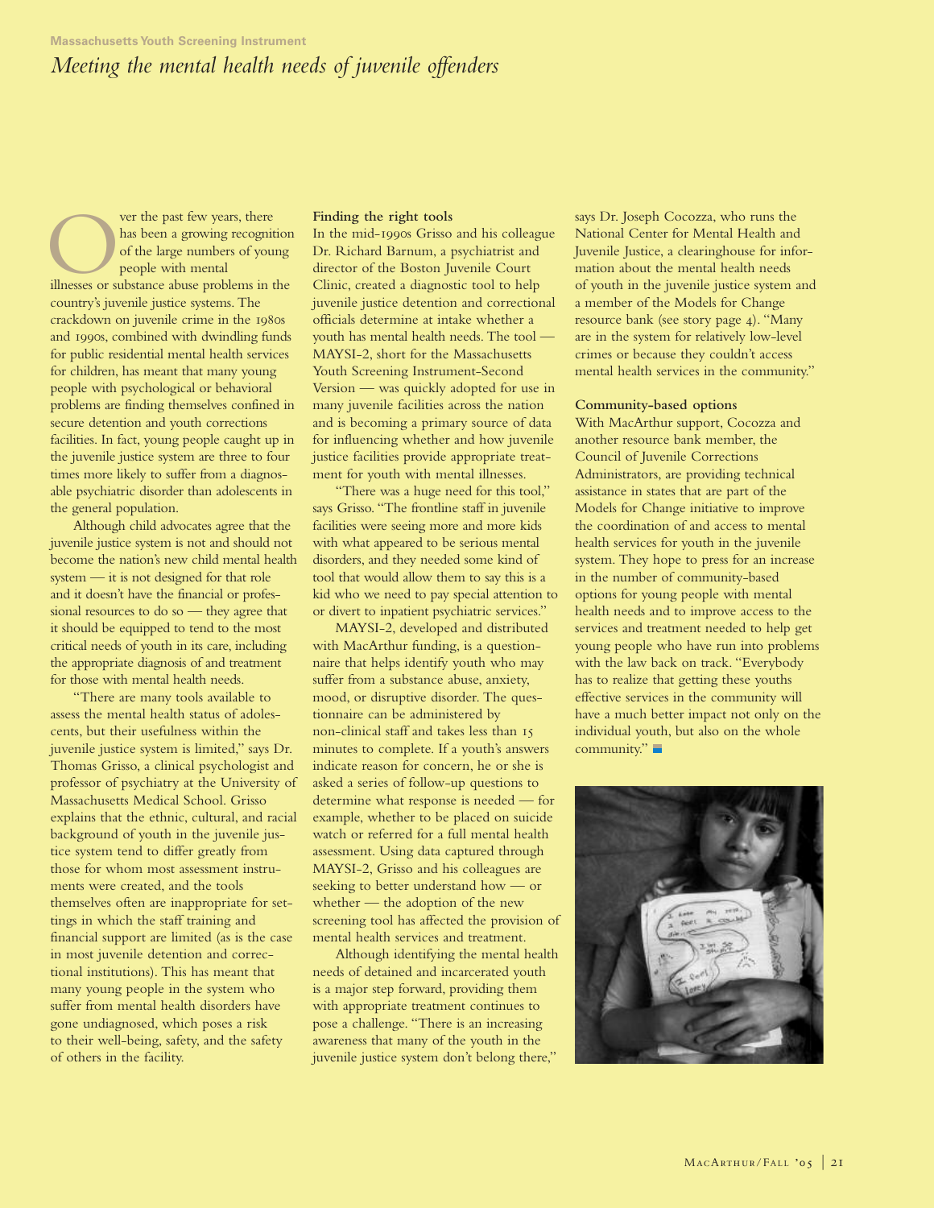Massachusetts Youth Screening Instrument

# *Meeting the mental health needs of juvenile offenders*

Over the past few years, there has been a growing recognition of the large numbers of young people with mental illnesses or substance abuse problems in the country's juvenile justice systems. The crackdown on juvenile crime in the 1980s and 1990s, combined with dwindling funds for public residential mental health services for children, has meant that many young people with psychological or behavioral problems are finding themselves confined in secure detention and youth corrections facilities. In fact, young people caught up in the juvenile justice system are three to four times more likely to suffer from a diagnosable psychiatric disorder than adolescents in the general population.

Although child advocates agree that the juvenile justice system is not and should not become the nation's new child mental health system — it is not designed for that role and it doesn't have the financial or professional resources to do so — they agree that it should be equipped to tend to the most critical needs of youth in its care, including the appropriate diagnosis of and treatment for those with mental health needs.

"There are many tools available to assess the mental health status of adolescents, but their usefulness within the juvenile justice system is limited," says Dr. Thomas Grisso, a clinical psychologist and professor of psychiatry at the University of Massachusetts Medical School. Grisso explains that the ethnic, cultural, and racial background of youth in the juvenile justice system tend to differ greatly from those for whom most assessment instruments were created, and the tools themselves often are inappropriate for settings in which the staff training and financial support are limited (as is the case in most juvenile detention and correctional institutions). This has meant that many young people in the system who suffer from mental health disorders have gone undiagnosed, which poses a risk to their well-being, safety, and the safety of others in the facility.

**Finding the right tools**

In the mid-1990s Grisso and his colleague Dr. Richard Barnum, a psychiatrist and director of the Boston Juvenile Court Clinic, created a diagnostic tool to help juvenile justice detention and correctional officials determine at intake whether a youth has mental health needs. The tool — MAYSI-2, short for the Massachusetts Youth Screening Instrument-Second Version — was quickly adopted for use in many juvenile facilities across the nation and is becoming a primary source of data for influencing whether and how juvenile justice facilities provide appropriate treatment for youth with mental illnesses.

"There was a huge need for this tool," says Grisso. "The frontline staff in juvenile facilities were seeing more and more kids with what appeared to be serious mental disorders, and they needed some kind of tool that would allow them to say this is a kid who we need to pay special attention to or divert to inpatient psychiatric services."

MAYSI-2, developed and distributed with MacArthur funding, is a questionnaire that helps identify youth who may suffer from a substance abuse, anxiety, mood, or disruptive disorder. The questionnaire can be administered by non-clinical staff and takes less than 15 minutes to complete. If a youth's answers indicate reason for concern, he or she is asked a series of follow-up questions to determine what response is needed — for example, whether to be placed on suicide watch or referred for a full mental health assessment. Using data captured through MAYSI-2, Grisso and his colleagues are seeking to better understand how — or whether — the adoption of the new screening tool has affected the provision of mental health services and treatment.

Although identifying the mental health needs of detained and incarcerated youth is a major step forward, providing them with appropriate treatment continues to pose a challenge. "There is an increasing awareness that many of the youth in the juvenile justice system don't belong there," says Dr. Joseph Cocozza, who runs the National Center for Mental Health and Juvenile Justice, a clearinghouse for information about the mental health needs of youth in the juvenile justice system and a member of the Models for Change resource bank (see story page 4). "Many are in the system for relatively low-level crimes or because they couldn't access mental health services in the community."

**Community-based options**

With MacArthur support, Cocozza and another resource bank member, the Council of Juvenile Corrections Administrators, are providing technical assistance in states that are part of the Models for Change initiative to improve the coordination of and access to mental health services for youth in the juvenile system. They hope to press for an increase in the number of community-based options for young people with mental health needs and to improve access to the services and treatment needed to help get young people who have run into problems with the law back on track. "Everybody has to realize that getting these youths effective services in the community will have a much better impact not only on the individual youth, but also on the whole community."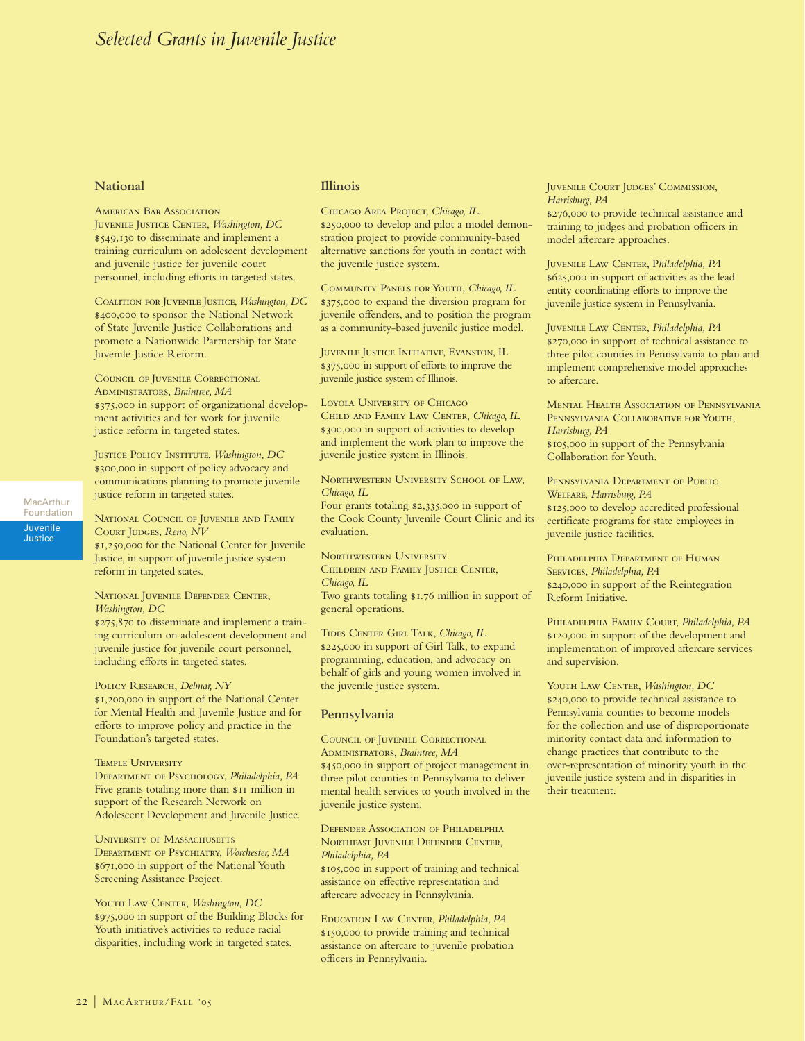# Selected Grants in Juvenile Justice

## National

American Bar Association
Juvenile Justice Center, *Washington, DC*
$549,130 to disseminate and implement a training curriculum on adolescent development and juvenile justice for juvenile court personnel, including efforts in targeted states.

Coalition for Juvenile Justice, *Washington, DC*
$400,000 to sponsor the National Network of State Juvenile Justice Collaborations and promote a Nationwide Partnership for State Juvenile Justice Reform.

Council of Juvenile Correctional Administrators, *Braintree, MA*
$375,000 in support of organizational development activities and for work for juvenile justice reform in targeted states.

Justice Policy Institute, *Washington, DC*
$300,000 in support of policy advocacy and communications planning to promote juvenile justice reform in targeted states.

National Council of Juvenile and Family Court Judges, *Reno, NV*
$1,250,000 for the National Center for Juvenile Justice, in support of juvenile justice system reform in targeted states.

National Juvenile Defender Center, *Washington, DC*
$275,870 to disseminate and implement a training curriculum on adolescent development and juvenile justice for juvenile court personnel, including efforts in targeted states.

Policy Research, *Delmar, NY*
$1,200,000 in support of the National Center for Mental Health and Juvenile Justice and for efforts to improve policy and practice in the Foundation's targeted states.

Temple University
Department of Psychology, *Philadelphia, PA*
Five grants totaling more than $11 million in support of the Research Network on Adolescent Development and Juvenile Justice.

University of Massachusetts
Department of Psychiatry, *Worchester, MA*
$671,000 in support of the National Youth Screening Assistance Project.

Youth Law Center, *Washington, DC*
$975,000 in support of the Building Blocks for Youth initiative's activities to reduce racial disparities, including work in targeted states.

## Illinois

Chicago Area Project, *Chicago, IL*
$250,000 to develop and pilot a model demonstration project to provide community-based alternative sanctions for youth in contact with the juvenile justice system.

Community Panels for Youth, *Chicago, IL*
$375,000 to expand the diversion program for juvenile offenders, and to position the program as a community-based juvenile justice model.

Juvenile Justice Initiative, Evanston, IL
$375,000 in support of efforts to improve the juvenile justice system of Illinois.

Loyola University of Chicago
Child and Family Law Center, *Chicago, IL*
$300,000 in support of activities to develop and implement the work plan to improve the juvenile justice system in Illinois.

Northwestern University School of Law, *Chicago, IL*
Four grants totaling $2,335,000 in support of the Cook County Juvenile Court Clinic and its evaluation.

Northwestern University
Children and Family Justice Center, *Chicago, IL*
Two grants totaling $1.76 million in support of general operations.

Tides Center Girl Talk, *Chicago, IL*
$225,000 in support of Girl Talk, to expand programming, education, and advocacy on behalf of girls and young women involved in the juvenile justice system.

## Pennsylvania

Council of Juvenile Correctional Administrators, *Braintree, MA*
$450,000 in support of project management in three pilot counties in Pennsylvania to deliver mental health services to youth involved in the juvenile justice system.

Defender Association of Philadelphia
Northeast Juvenile Defender Center, *Philadelphia, PA*
$105,000 in support of training and technical assistance on effective representation and aftercare advocacy in Pennsylvania.

Education Law Center, *Philadelphia, PA*
$150,000 to provide training and technical assistance on aftercare to juvenile probation officers in Pennsylvania.

Juvenile Court Judges' Commission, *Harrisburg, PA*
$276,000 to provide technical assistance and training to judges and probation officers in model aftercare approaches.

Juvenile Law Center, P*hiladelphia, PA*
$625,000 in support of activities as the lead entity coordinating efforts to improve the juvenile justice system in Pennsylvania.

Juvenile Law Center, *Philadelphia, PA*
$270,000 in support of technical assistance to three pilot counties in Pennsylvania to plan and implement comprehensive model approaches to aftercare.

Mental Health Association of Pennsylvania
Pennsylvania Collaborative for Youth, *Harrisburg, PA*
$105,000 in support of the Pennsylvania Collaboration for Youth.

Pennsylvania Department of Public Welfare, *Harrisburg, PA*
$125,000 to develop accredited professional certificate programs for state employees in juvenile justice facilities.

Philadelphia Department of Human Services, *Philadelphia, PA*
$240,000 in support of the Reintegration Reform Initiative.

Philadelphia Family Court, *Philadelphia, PA*
$120,000 in support of the development and implementation of improved aftercare services and supervision.

Youth Law Center, *Washington, DC*
$240,000 to provide technical assistance to Pennsylvania counties to become models for the collection and use of disproportionate minority contact data and information to change practices that contribute to the over-representation of minority youth in the juvenile justice system and in disparities in their treatment.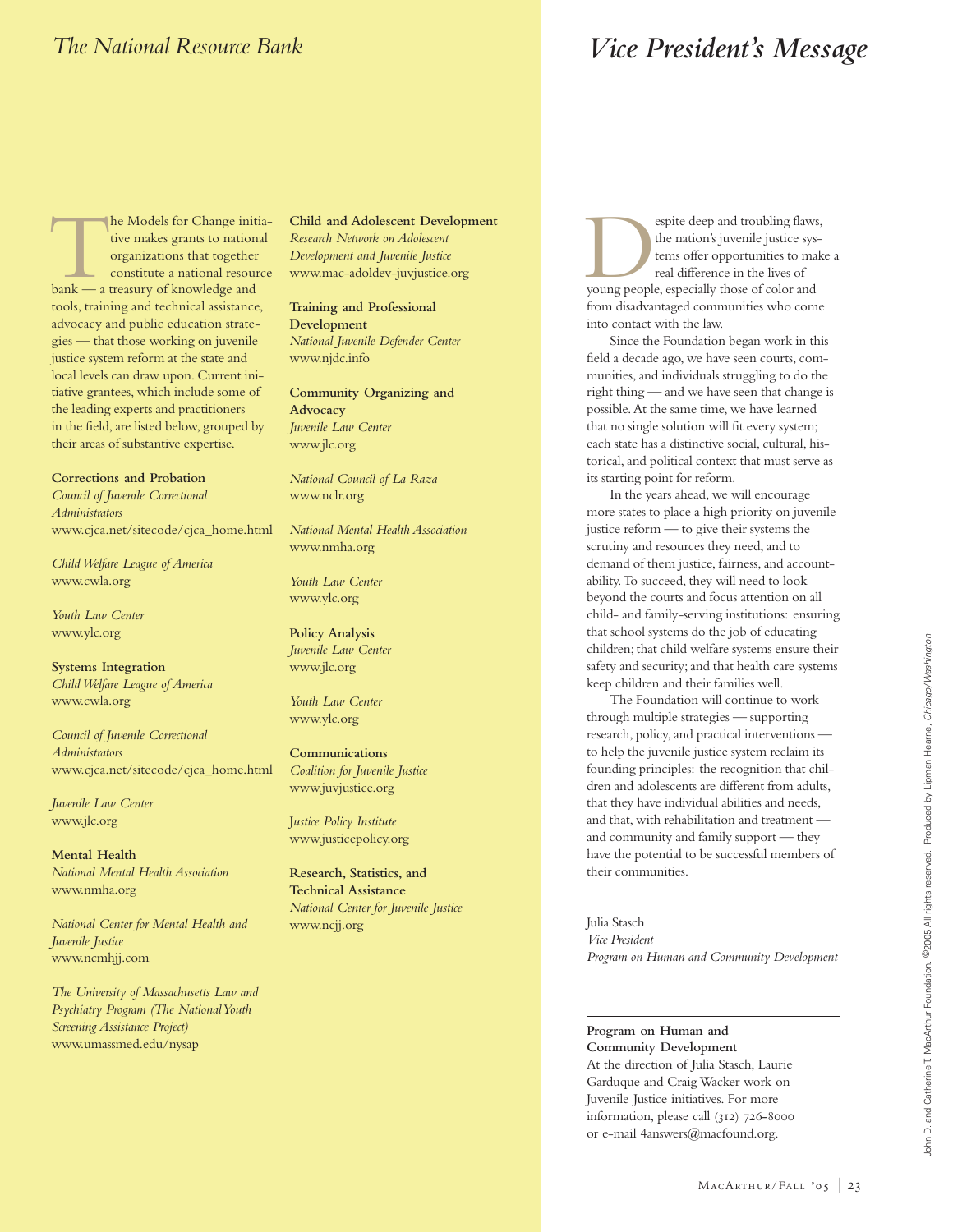## The National Resource Bank

The Models for Change initiative makes grants to national organizations that together constitute a national resource bank — a treasury of knowledge and tools, training and technical assistance, advocacy and public education strategies — that those working on juvenile justice system reform at the state and local levels can draw upon. Current initiative grantees, which include some of the leading experts and practitioners in the field, are listed below, grouped by their areas of substantive expertise.

**Corrections and Probation**
*Council of Juvenile Correctional Administrators*
www.cjca.net/sitecode/cjca_home.html

*Child Welfare League of America*
www.cwla.org

*Youth Law Center*
www.ylc.org

**Systems Integration**
*Child Welfare League of America*
www.cwla.org

*Council of Juvenile Correctional Administrators*
www.cjca.net/sitecode/cjca_home.html

*Juvenile Law Center*
www.jlc.org

**Mental Health**
*National Mental Health Association*
www.nmha.org

*National Center for Mental Health and Juvenile Justice*
www.ncmhjj.com

*The University of Massachusetts Law and Psychiatry Program (The National Youth Screening Assistance Project)*
www.umassmed.edu/nysap

**Child and Adolescent Development**
*Research Network on Adolescent Development and Juvenile Justice*
www.mac-adoldev-juvjustice.org

**Training and Professional Development**
*National Juvenile Defender Center*
www.njdc.info

**Community Organizing and Advocacy**
*Juvenile Law Center*
www.jlc.org

*National Council of La Raza*
www.nclr.org

*National Mental Health Association*
www.nmha.org

*Youth Law Center*
www.ylc.org

**Policy Analysis**
*Juvenile Law Center*
www.jlc.org

*Youth Law Center*
www.ylc.org

**Communications**
*Coalition for Juvenile Justice*
www.juvjustice.org

*Justice Policy Institute*
www.justicepolicy.org

**Research, Statistics, and Technical Assistance**
*National Center for Juvenile Justice*
www.ncjj.org

## Vice President's Message

Despite deep and troubling flaws, the nation's juvenile justice systems offer opportunities to make a real difference in the lives of young people, especially those of color and from disadvantaged communities who come into contact with the law.

Since the Foundation began work in this field a decade ago, we have seen courts, communities, and individuals struggling to do the right thing — and we have seen that change is possible. At the same time, we have learned that no single solution will fit every system; each state has a distinctive social, cultural, historical, and political context that must serve as its starting point for reform.

In the years ahead, we will encourage more states to place a high priority on juvenile justice reform — to give their systems the scrutiny and resources they need, and to demand of them justice, fairness, and accountability. To succeed, they will need to look beyond the courts and focus attention on all child- and family-serving institutions: ensuring that school systems do the job of educating children; that child welfare systems ensure their safety and security; and that health care systems keep children and their families well.

The Foundation will continue to work through multiple strategies — supporting research, policy, and practical interventions — to help the juvenile justice system reclaim its founding principles: the recognition that children and adolescents are different from adults, that they have individual abilities and needs, and that, with rehabilitation and treatment — and community and family support — they have the potential to be successful members of their communities.

Julia Stasch
*Vice President*
*Program on Human and Community Development*

---

**Program on Human and Community Development**
At the direction of Julia Stasch, Laurie Garduque and Craig Wacker work on Juvenile Justice initiatives. For more information, please call (312) 726-8000 or e-mail 4answers@macfound.org.

John D. and Catherine T. MacArthur Foundation. ©2005 All rights reserved. Produced by Lipman Hearne, *Chicago/Washington*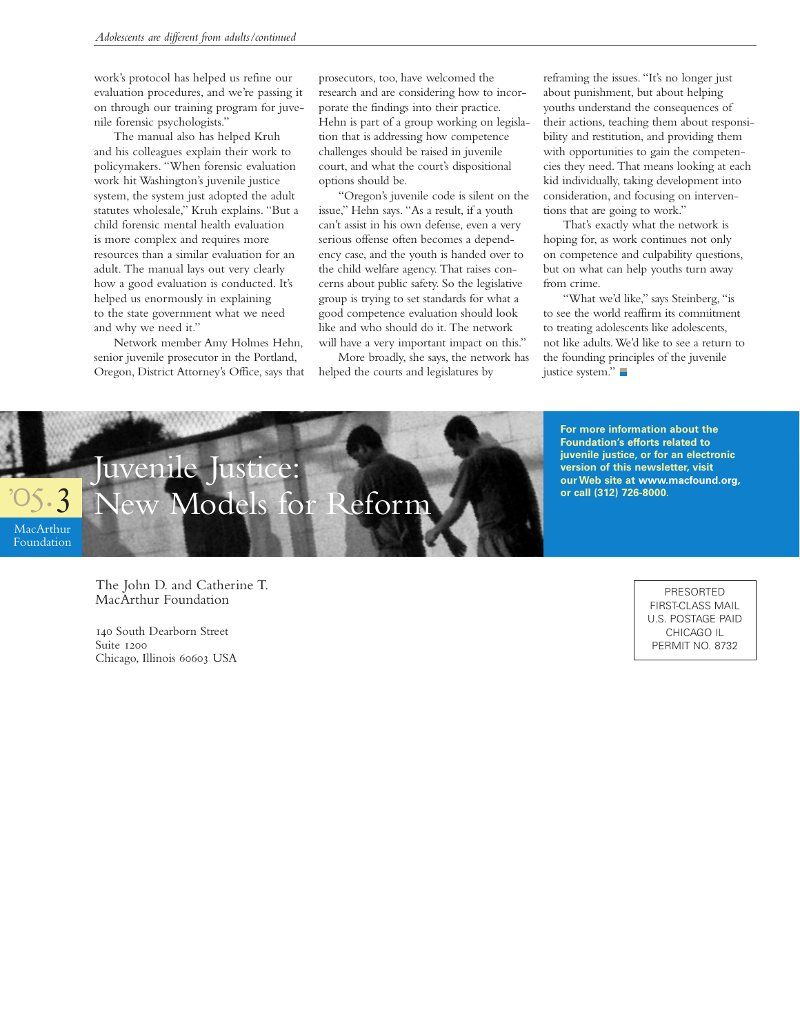work's protocol has helped us refine our evaluation procedures, and we're passing it on through our training program for juvenile forensic psychologists."

The manual also has helped Kruh and his colleagues explain their work to policymakers. "When forensic evaluation work hit Washington's juvenile justice system, the system just adopted the adult statutes wholesale," Kruh explains. "But a child forensic mental health evaluation is more complex and requires more resources than a similar evaluation for an adult. The manual lays out very clearly how a good evaluation is conducted. It's helped us enormously in explaining to the state government what we need and why we need it."

Network member Amy Holmes Hehn, senior juvenile prosecutor in the Portland, Oregon, District Attorney's Office, says that prosecutors, too, have welcomed the research and are considering how to incorporate the findings into their practice. Hehn is part of a group working on legislation that is addressing how competence challenges should be raised in juvenile court, and what the court's dispositional options should be.

"Oregon's juvenile code is silent on the issue," Hehn says. "As a result, if a youth can't assist in his own defense, even a very serious offense often becomes a dependency case, and the youth is handed over to the child welfare agency. That raises concerns about public safety. So the legislative group is trying to set standards for what a good competence evaluation should look like and who should do it. The network will have a very important impact on this."

More broadly, she says, the network has helped the courts and legislatures by reframing the issues. "It's no longer just about punishment, but about helping youths understand the consequences of their actions, teaching them about responsibility and restitution, and providing them with opportunities to gain the competencies they need. That means looking at each kid individually, taking development into consideration, and focusing on interventions that are going to work."

That's exactly what the network is hoping for, as work continues not only on competence and culpability questions, but on what can help youths turn away from crime.

"What we'd like," says Steinberg, "is to see the world reaffirm its commitment to treating adolescents like adolescents, not like adults. We'd like to see a return to the founding principles of the juvenile justice system."

'05.3

MacArthur Foundation

# Juvenile Justice: New Models for Reform

**For more information about the Foundation's efforts related to juvenile justice, or for an electronic version of this newsletter, visit our Web site at www.macfound.org, or call (312) 726-8000.**

The John D. and Catherine T. MacArthur Foundation

140 South Dearborn Street
Suite 1200
Chicago, Illinois 60603 USA

PRESORTED
FIRST-CLASS MAIL
U.S. POSTAGE PAID
CHICAGO IL
PERMIT NO. 8732